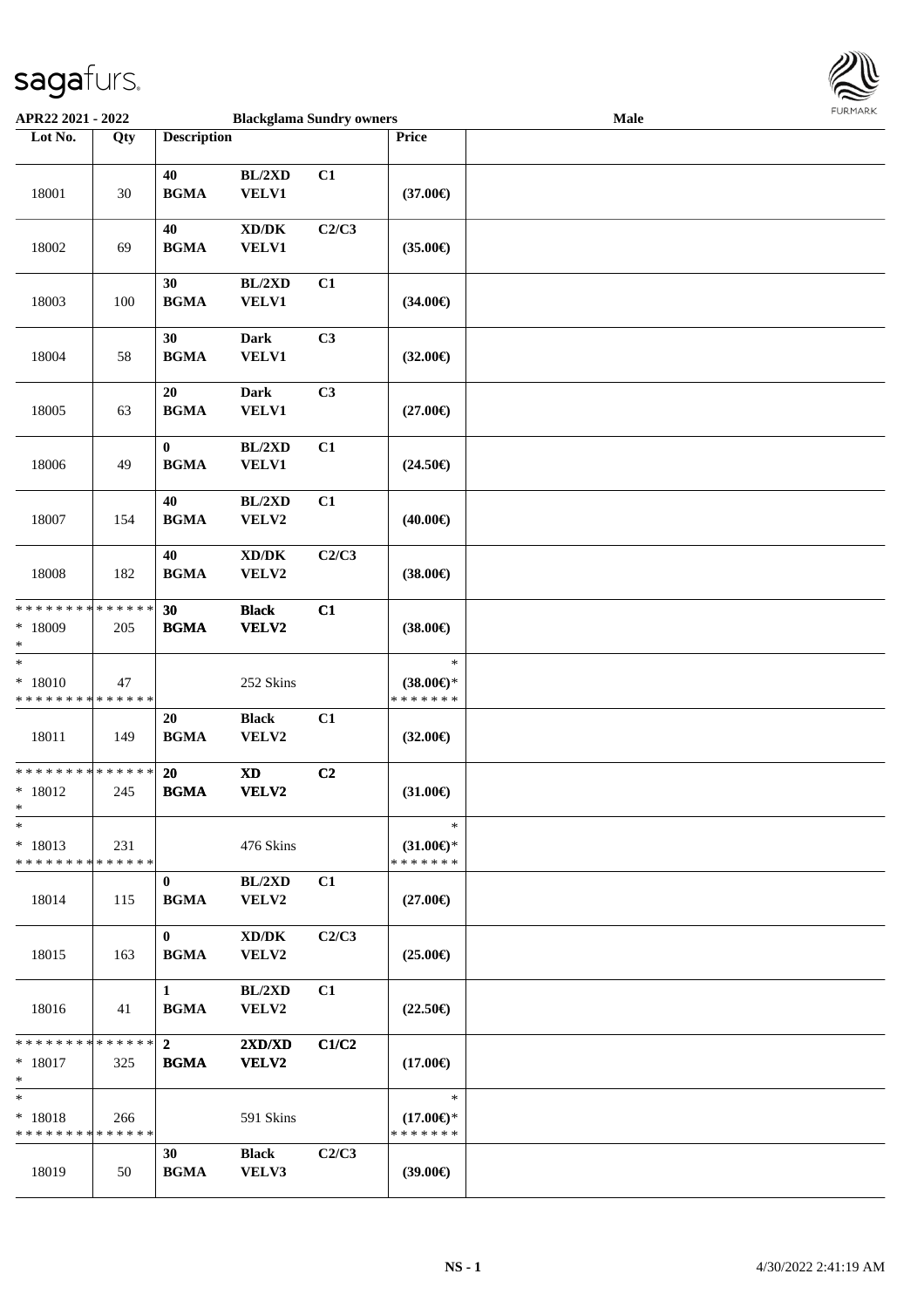| Lot No. | Qty | Description | | | Price | |
|---|---|---|---|---|---|---|
| 18001 | 30 | 40 BGMA | BL/2XD VELV1 | C1 | (37.00€) | |
| 18002 | 69 | 40 BGMA | XD/DK VELV1 | C2/C3 | (35.00€) | |
| 18003 | 100 | 30 BGMA | BL/2XD VELV1 | C1 | (34.00€) | |
| 18004 | 58 | 30 BGMA | Dark VELV1 | C3 | (32.00€) | |
| 18005 | 63 | 20 BGMA | Dark VELV1 | C3 | (27.00€) | |
| 18006 | 49 | 0 BGMA | BL/2XD VELV1 | C1 | (24.50€) | |
| 18007 | 154 | 40 BGMA | BL/2XD VELV2 | C1 | (40.00€) | |
| 18008 | 182 | 40 BGMA | XD/DK VELV2 | C2/C3 | (38.00€) | |
| * * * * * * * * * * * * * * * 18009 * | 205 | 30 BGMA | Black VELV2 | C1 | (38.00€) | |
| * * 18010 * * * * * * * * * * * * * * | 47 | | 252 Skins | | * (38.00€)* * * * * * * * | |
| 18011 | 149 | 20 BGMA | Black VELV2 | C1 | (32.00€) | |
| * * * * * * * * * * * * * * * 18012 * | 245 | 20 BGMA | XD VELV2 | C2 | (31.00€) | |
| * * 18013 * * * * * * * * * * * * * * | 231 | | 476 Skins | | * (31.00€)* * * * * * * * | |
| 18014 | 115 | 0 BGMA | BL/2XD VELV2 | C1 | (27.00€) | |
| 18015 | 163 | 0 BGMA | XD/DK VELV2 | C2/C3 | (25.00€) | |
| 18016 | 41 | 1 BGMA | BL/2XD VELV2 | C1 | (22.50€) | |
| * * * * * * * * * * * * * * * 18017 * | 325 | 2 BGMA | 2XD/XD VELV2 | C1/C2 | (17.00€) | |
| * * 18018 * * * * * * * * * * * * * * | 266 | | 591 Skins | | * (17.00€)* * * * * * * * | |
| 18019 | 50 | 30 BGMA | Black VELV3 | C2/C3 | (39.00€) | |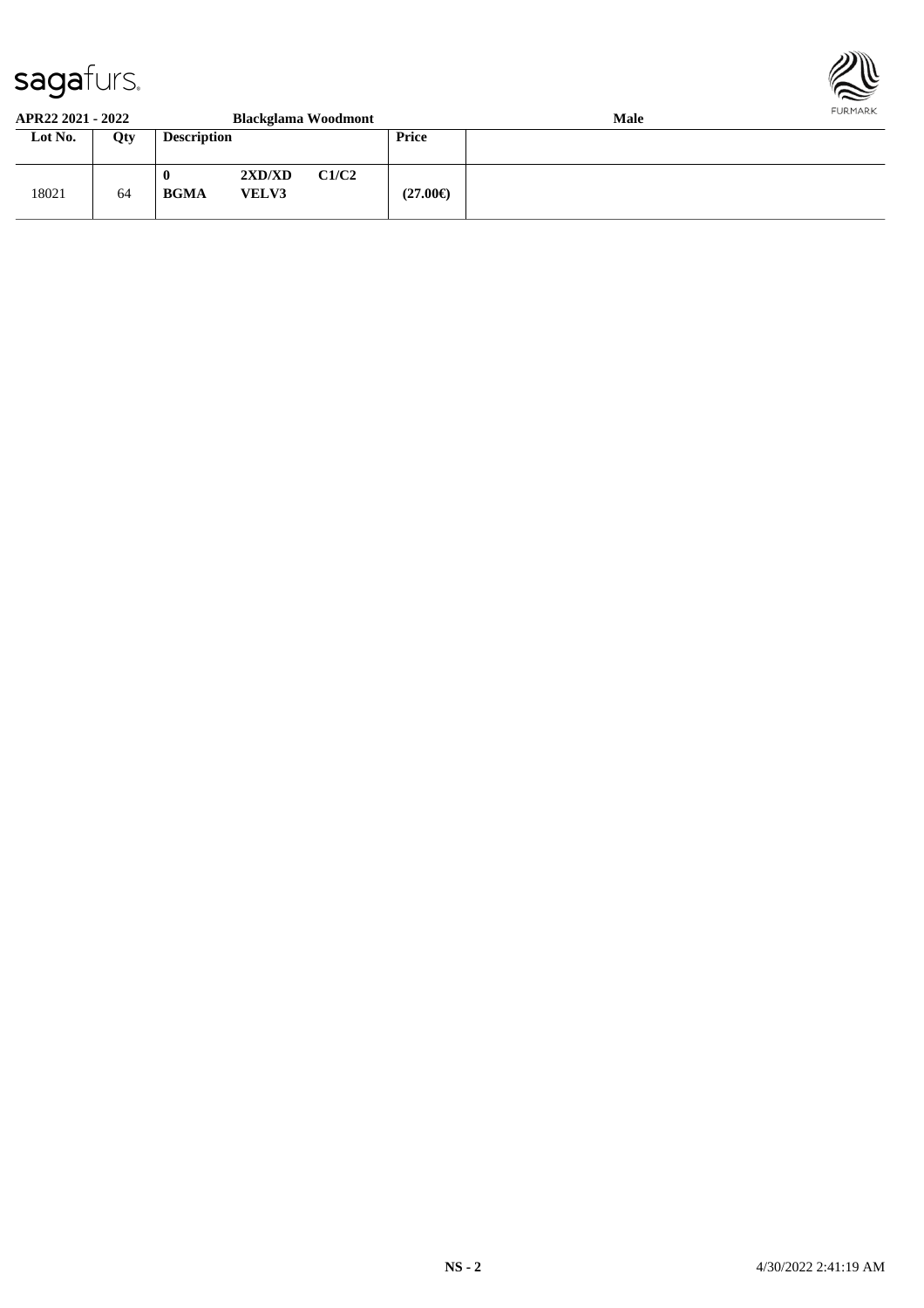**APR22 2021 - 2022** **Blackglama Woodmont** **Male**

| Lot No. | Qty | Description | | | Price | |
|---|---|---|---|---|---|---|
| 18021 | 64 | **0** **BGMA** | **2XD/XD** **VELV3** | **C1/C2** | **(27.00€)** | |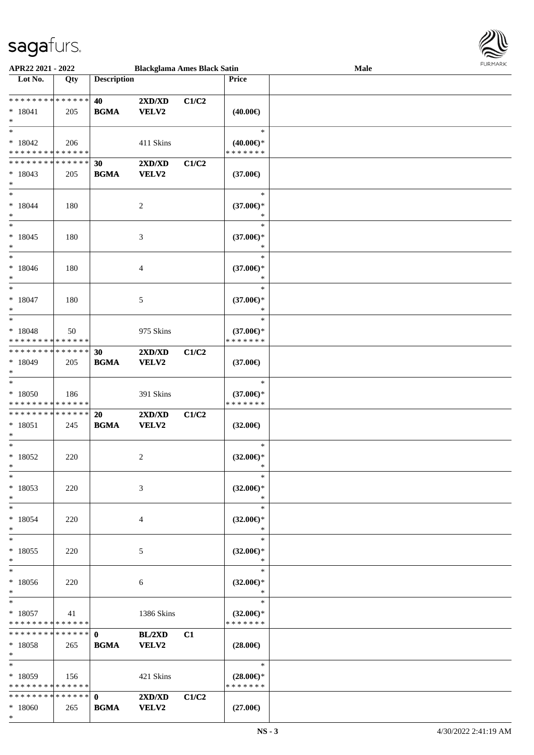APR22 2021 - 2022 — Blackglama Ames Black Satin — Male

| Lot No. | Qty | Description | | | Price | |
|---|---|---|---|---|---|---|
| * * * * * * * * * * * * * * | | 40 | 2XD/XD | C1/C2 | | |
| * 18041 | 205 | BGMA | VELV2 | | (40.00€) | |
| * | | | | | | |
| * | | | | | * | |
| * 18042 | 206 | | 411 Skins | | (40.00€)* | |
| * * * * * * * * * * * * * * | | | | | * * * * * * * | |
| * * * * * * * * * * * * * * | | 30 | 2XD/XD | C1/C2 | | |
| * 18043 | 205 | BGMA | VELV2 | | (37.00€) | |
| * | | | | | | |
| * | | | | | * | |
| * 18044 | 180 | | 2 | | (37.00€)* | |
| * | | | | | * | |
| * | | | | | * | |
| * 18045 | 180 | | 3 | | (37.00€)* | |
| * | | | | | * | |
| * | | | | | * | |
| * 18046 | 180 | | 4 | | (37.00€)* | |
| * | | | | | * | |
| * | | | | | * | |
| * 18047 | 180 | | 5 | | (37.00€)* | |
| * | | | | | * | |
| * | | | | | * | |
| * 18048 | 50 | | 975 Skins | | (37.00€)* | |
| * * * * * * * * * * * * * * | | | | | * * * * * * * | |
| * * * * * * * * * * * * * * | | 30 | 2XD/XD | C1/C2 | | |
| * 18049 | 205 | BGMA | VELV2 | | (37.00€) | |
| * | | | | | | |
| * | | | | | * | |
| * 18050 | 186 | | 391 Skins | | (37.00€)* | |
| * * * * * * * * * * * * * * | | | | | * * * * * * * | |
| * * * * * * * * * * * * * * | | 20 | 2XD/XD | C1/C2 | | |
| * 18051 | 245 | BGMA | VELV2 | | (32.00€) | |
| * | | | | | | |
| * | | | | | * | |
| * 18052 | 220 | | 2 | | (32.00€)* | |
| * | | | | | * | |
| * | | | | | * | |
| * 18053 | 220 | | 3 | | (32.00€)* | |
| * | | | | | * | |
| * | | | | | * | |
| * 18054 | 220 | | 4 | | (32.00€)* | |
| * | | | | | * | |
| * | | | | | * | |
| * 18055 | 220 | | 5 | | (32.00€)* | |
| * | | | | | * | |
| * | | | | | * | |
| * 18056 | 220 | | 6 | | (32.00€)* | |
| * | | | | | * | |
| * | | | | | * | |
| * 18057 | 41 | | 1386 Skins | | (32.00€)* | |
| * * * * * * * * * * * * * * | | | | | * * * * * * * | |
| * * * * * * * * * * * * * * | | 0 | BL/2XD | C1 | | |
| * 18058 | 265 | BGMA | VELV2 | | (28.00€) | |
| * | | | | | | |
| * | | | | | * | |
| * 18059 | 156 | | 421 Skins | | (28.00€)* | |
| * * * * * * * * * * * * * * | | | | | * * * * * * * | |
| * * * * * * * * * * * * * * | | 0 | 2XD/XD | C1/C2 | | |
| * 18060 | 265 | BGMA | VELV2 | | (27.00€) | |
| * | | | | | | |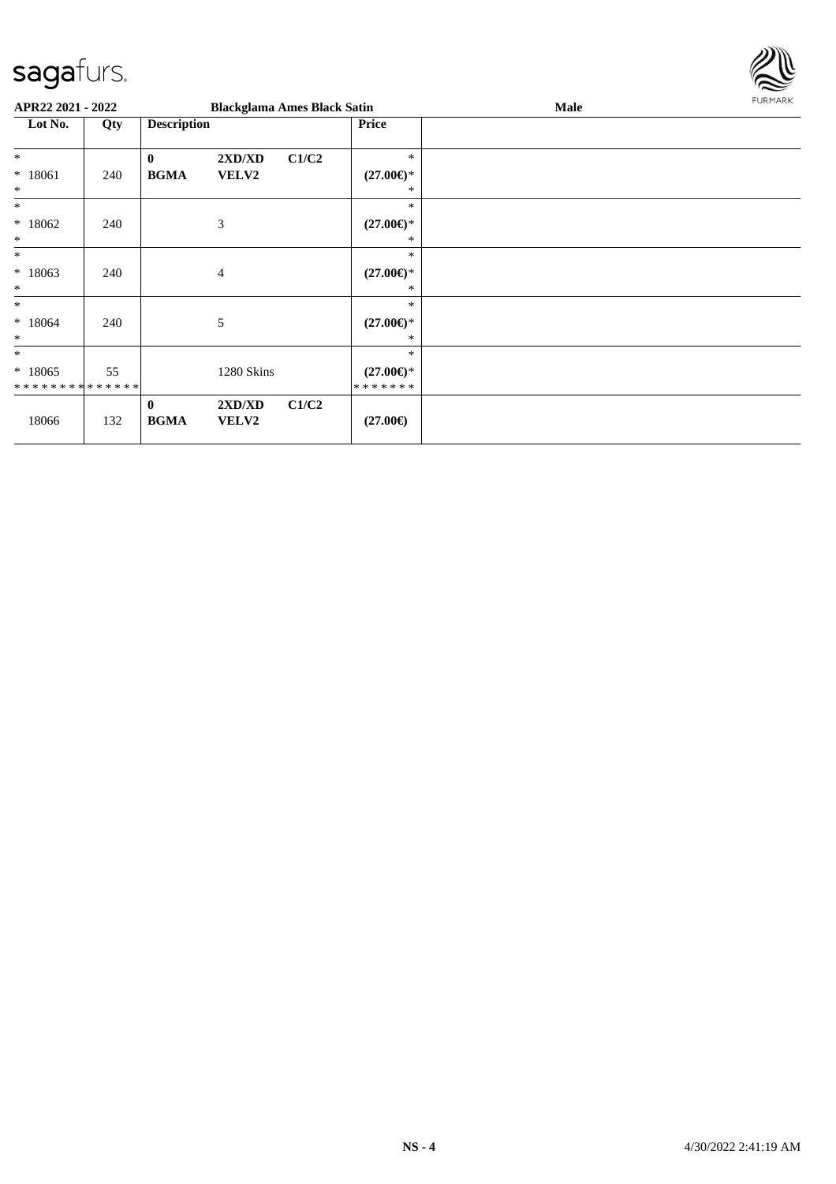**APR22 2021 - 2022** **Blackglama Ames Black Satin** **Male**

| Lot No. | Qty | Description | | | Price | |
|---|---|---|---|---|---|---|
| * | | **0** | **2XD/XD** | **C1/C2** | * | |
| * 18061 | 240 | **BGMA** | **VELV2** | | **(27.00€)*** | |
| * | | | | | * | |
| * | | | | | * | |
| * 18062 | 240 | | 3 | | **(27.00€)*** | |
| * | | | | | * | |
| * | | | | | * | |
| * 18063 | 240 | | 4 | | **(27.00€)*** | |
| * | | | | | * | |
| * | | | | | * | |
| * 18064 | 240 | | 5 | | **(27.00€)*** | |
| * | | | | | * | |
| * | | | | | * | |
| * 18065 | 55 | | 1280 Skins | | **(27.00€)*** | |
| * * * * * * * * * * * * * * | | | | | * * * * * * * | |
| | | **0** | **2XD/XD** | **C1/C2** | | |
| 18066 | 132 | **BGMA** | **VELV2** | | **(27.00€)** | |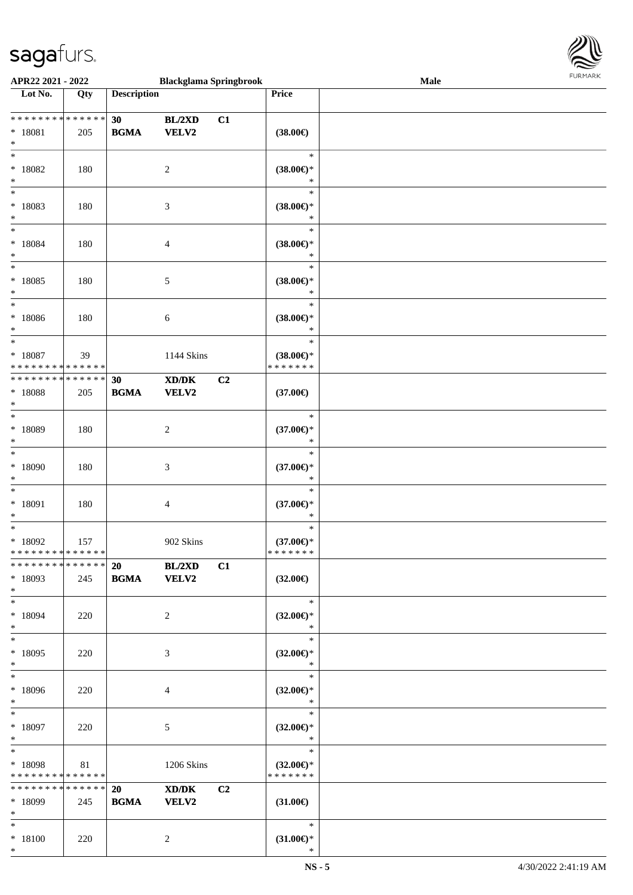APR22 2021 - 2022 | Blackglama Springbrook | Male

| Lot No. | Qty | Description | | | Price | |
|---|---|---|---|---|---|---|
| * * * * * * * * * * * * * * | | 30 | BL/2XD | C1 | | |
| * 18081 | 205 | BGMA | VELV2 | | (38.00€) | |
| * | | | | | | |
| * 18082 | 180 | | 2 | | * (38.00€)* * | |
| * 18083 | 180 | | 3 | | * (38.00€)* * | |
| * 18084 | 180 | | 4 | | * (38.00€)* * | |
| * 18085 | 180 | | 5 | | * (38.00€)* * | |
| * 18086 | 180 | | 6 | | * (38.00€)* * | |
| * 18087 | 39 | | 1144 Skins | | * (38.00€)* | |
| * * * * * * * * * * * * * * | | | | | * * * * * * * | |
| * * * * * * * * * * * * * * | | 30 | XD/DK | C2 | | |
| * 18088 | 205 | BGMA | VELV2 | | (37.00€) | |
| * 18089 | 180 | | 2 | | * (37.00€)* * | |
| * 18090 | 180 | | 3 | | * (37.00€)* * | |
| * 18091 | 180 | | 4 | | * (37.00€)* * | |
| * 18092 | 157 | | 902 Skins | | * (37.00€)* | |
| * * * * * * * * * * * * * * | | | | | * * * * * * * | |
| * * * * * * * * * * * * * * | | 20 | BL/2XD | C1 | | |
| * 18093 | 245 | BGMA | VELV2 | | (32.00€) | |
| * 18094 | 220 | | 2 | | * (32.00€)* * | |
| * 18095 | 220 | | 3 | | * (32.00€)* * | |
| * 18096 | 220 | | 4 | | * (32.00€)* * | |
| * 18097 | 220 | | 5 | | * (32.00€)* * | |
| * 18098 | 81 | | 1206 Skins | | * (32.00€)* | |
| * * * * * * * * * * * * * * | | | | | * * * * * * * | |
| * * * * * * * * * * * * * * | | 20 | XD/DK | C2 | | |
| * 18099 | 245 | BGMA | VELV2 | | (31.00€) | |
| * 18100 | 220 | | 2 | | * (31.00€)* * | |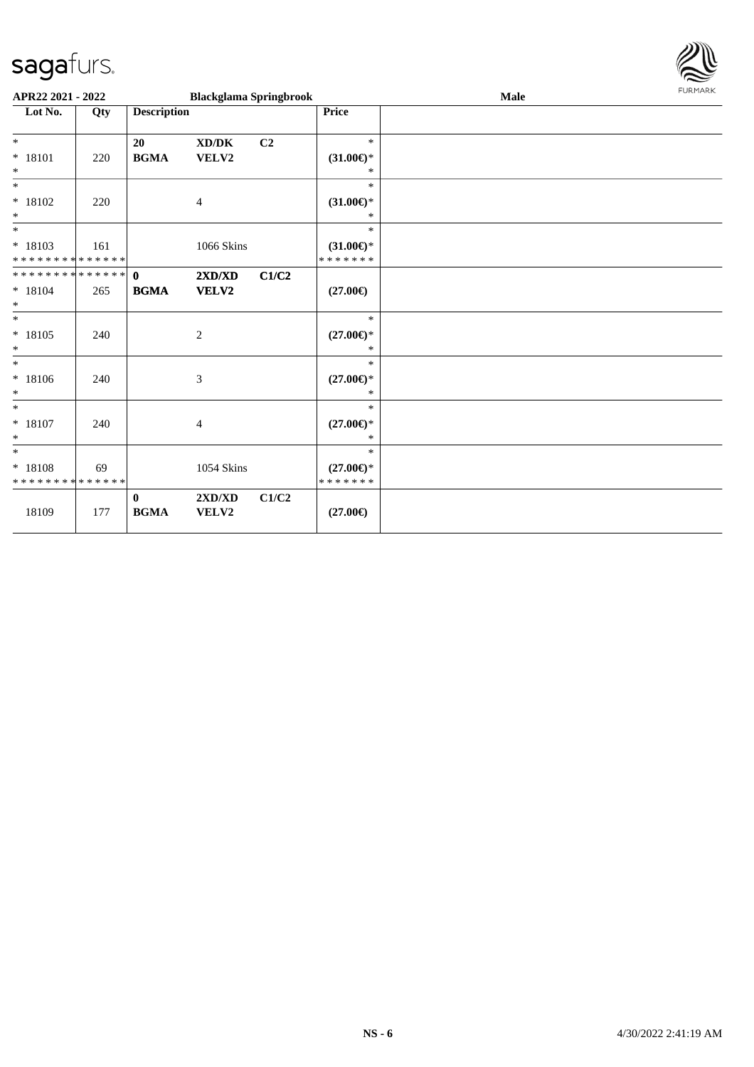APR22 2021 - 2022 — Blackglama Springbrook — Male

| Lot No. | Qty | Description | | | Price | |
|---|---|---|---|---|---|---|
| * | | 20 | XD/DK | C2 | * | |
| * 18101 | 220 | **BGMA** | **VELV2** | | **(31.00€)*** | |
| * | | | | | * | |
| * | | | | | * | |
| * 18102 | 220 | | 4 | | **(31.00€)*** | |
| * | | | | | * | |
| * | | | | | * | |
| * 18103 | 161 | | 1066 Skins | | **(31.00€)*** | |
| * * * * * * * * * * * * * * | | | | | * * * * * * * | |
| * * * * * * * * * * * * * * | | **0** | **2XD/XD** | **C1/C2** | | |
| * 18104 | 265 | **BGMA** | **VELV2** | | **(27.00€)** | |
| * | | | | | | |
| * | | | | | * | |
| * 18105 | 240 | | 2 | | **(27.00€)*** | |
| * | | | | | * | |
| * | | | | | * | |
| * 18106 | 240 | | 3 | | **(27.00€)*** | |
| * | | | | | * | |
| * | | | | | * | |
| * 18107 | 240 | | 4 | | **(27.00€)*** | |
| * | | | | | * | |
| * | | | | | * | |
| * 18108 | 69 | | 1054 Skins | | **(27.00€)*** | |
| * * * * * * * * * * * * * * | | | | | * * * * * * * | |
| | | **0** | **2XD/XD** | **C1/C2** | | |
| 18109 | 177 | **BGMA** | **VELV2** | | **(27.00€)** | |

NS - 6 4/30/2022 2:41:19 AM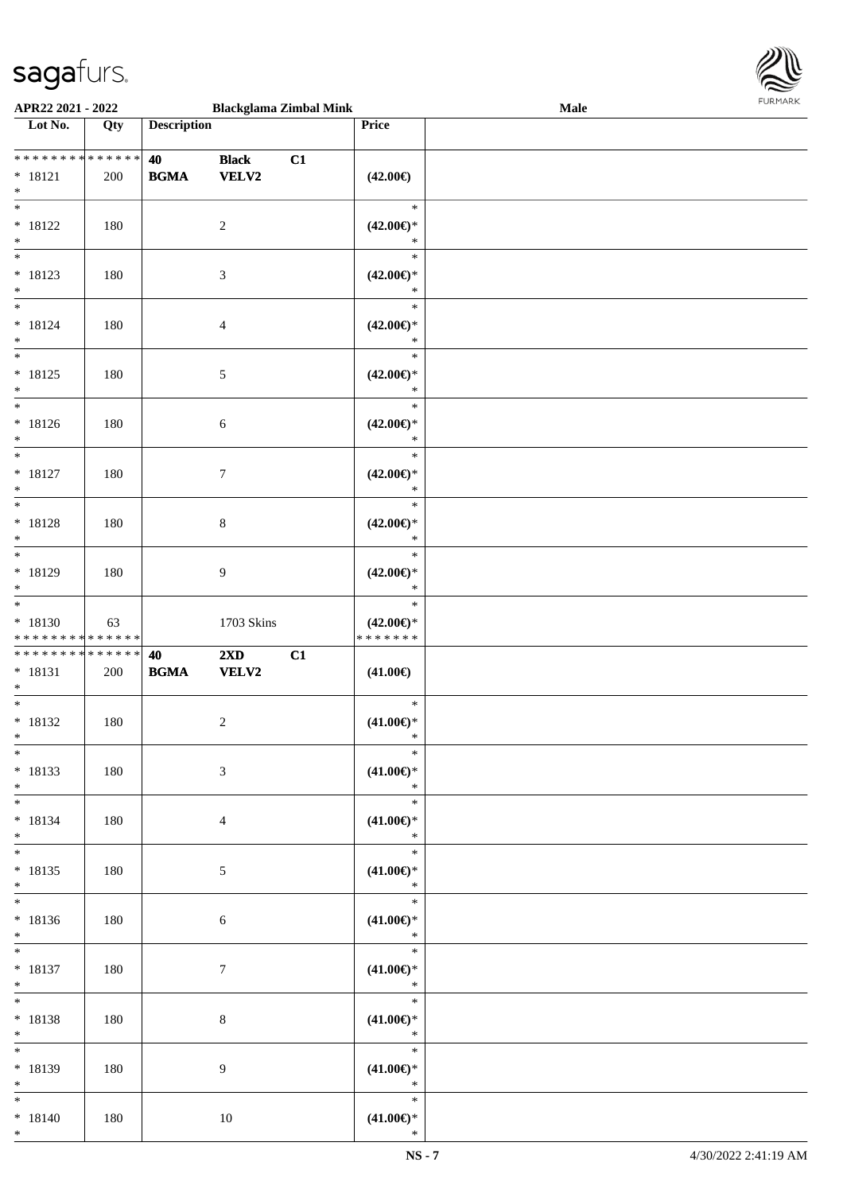APR22 2021 - 2022 | Blackglama Zimbal Mink | Male

| Lot No. | Qty | Description | | | Price | |
|---|---|---|---|---|---|---|
| * * * * * * * * * * * * * * | | 40 | Black | C1 | | |
| * 18121 | 200 | BGMA | VELV2 | | (42.00€) | |
| * | | | | | | |
| * 18122 | 180 | | 2 | | * (42.00€)* * | |
| * 18123 | 180 | | 3 | | * (42.00€)* * | |
| * 18124 | 180 | | 4 | | * (42.00€)* * | |
| * 18125 | 180 | | 5 | | * (42.00€)* * | |
| * 18126 | 180 | | 6 | | * (42.00€)* * | |
| * 18127 | 180 | | 7 | | * (42.00€)* * | |
| * 18128 | 180 | | 8 | | * (42.00€)* * | |
| * 18129 | 180 | | 9 | | * (42.00€)* * | |
| * 18130 | 63 | | 1703 Skins | | * (42.00€)* | |
| * * * * * * * * * * * * * * | | | | | * * * * * * * | |
| * * * * * * * * * * * * * * | | 40 | 2XD | C1 | | |
| * 18131 | 200 | BGMA | VELV2 | | (41.00€) | |
| * | | | | | | |
| * 18132 | 180 | | 2 | | * (41.00€)* * | |
| * 18133 | 180 | | 3 | | * (41.00€)* * | |
| * 18134 | 180 | | 4 | | * (41.00€)* * | |
| * 18135 | 180 | | 5 | | * (41.00€)* * | |
| * 18136 | 180 | | 6 | | * (41.00€)* * | |
| * 18137 | 180 | | 7 | | * (41.00€)* * | |
| * 18138 | 180 | | 8 | | * (41.00€)* * | |
| * 18139 | 180 | | 9 | | * (41.00€)* * | |
| * 18140 | 180 | | 10 | | * (41.00€)* * | |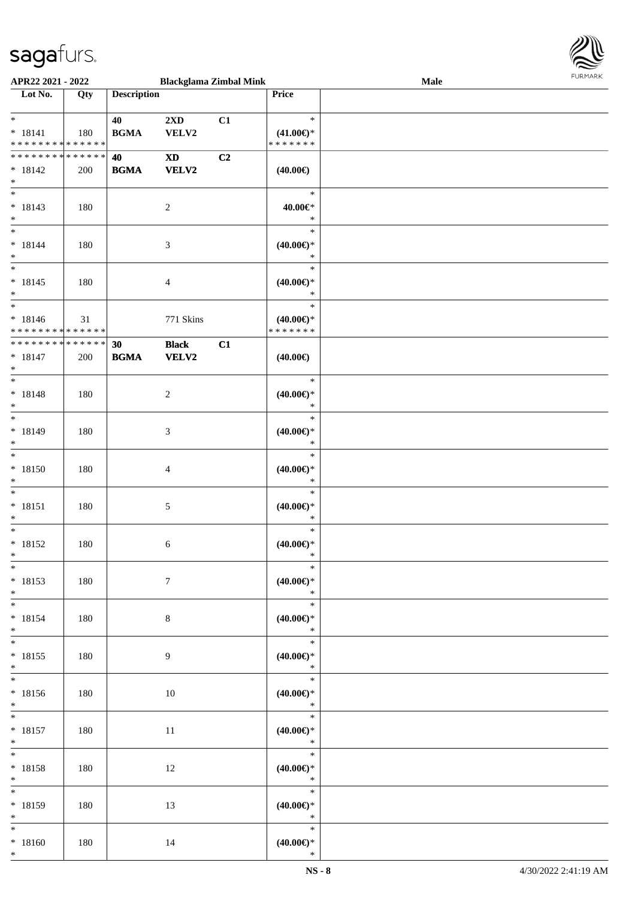APR22 2021 - 2022 Blackglama Zimbal Mink Male

| Lot No. | Qty | Description | | | Price | |
|---|---|---|---|---|---|---|
| * | | 40 | 2XD | C1 | * | |
| * 18141 | 180 | BGMA | VELV2 | | (41.00€)* | |
| * * * * * * * * * * * * * * | | | | | * * * * * * * | |
| * * * * * * * * * * * * * * | | 40 | XD | C2 | | |
| * 18142 | 200 | BGMA | VELV2 | | (40.00€) | |
| * | | | | | | |
| * | | | | | * | |
| * 18143 | 180 | | 2 | | 40.00€* | |
| * | | | | | * | |
| * | | | | | * | |
| * 18144 | 180 | | 3 | | (40.00€)* | |
| * | | | | | * | |
| * | | | | | * | |
| * 18145 | 180 | | 4 | | (40.00€)* | |
| * | | | | | * | |
| * | | | | | * | |
| * 18146 | 31 | | 771 Skins | | (40.00€)* | |
| * * * * * * * * * * * * * * | | | | | * * * * * * * | |
| * * * * * * * * * * * * * * | | 30 | Black | C1 | | |
| * 18147 | 200 | BGMA | VELV2 | | (40.00€) | |
| * | | | | | | |
| * | | | | | * | |
| * 18148 | 180 | | 2 | | (40.00€)* | |
| * | | | | | * | |
| * | | | | | * | |
| * 18149 | 180 | | 3 | | (40.00€)* | |
| * | | | | | * | |
| * | | | | | * | |
| * 18150 | 180 | | 4 | | (40.00€)* | |
| * | | | | | * | |
| * | | | | | * | |
| * 18151 | 180 | | 5 | | (40.00€)* | |
| * | | | | | * | |
| * | | | | | * | |
| * 18152 | 180 | | 6 | | (40.00€)* | |
| * | | | | | * | |
| * | | | | | * | |
| * 18153 | 180 | | 7 | | (40.00€)* | |
| * | | | | | * | |
| * | | | | | * | |
| * 18154 | 180 | | 8 | | (40.00€)* | |
| * | | | | | * | |
| * | | | | | * | |
| * 18155 | 180 | | 9 | | (40.00€)* | |
| * | | | | | * | |
| * | | | | | * | |
| * 18156 | 180 | | 10 | | (40.00€)* | |
| * | | | | | * | |
| * | | | | | * | |
| * 18157 | 180 | | 11 | | (40.00€)* | |
| * | | | | | * | |
| * | | | | | * | |
| * 18158 | 180 | | 12 | | (40.00€)* | |
| * | | | | | * | |
| * | | | | | * | |
| * 18159 | 180 | | 13 | | (40.00€)* | |
| * | | | | | * | |
| * | | | | | * | |
| * 18160 | 180 | | 14 | | (40.00€)* | |
| * | | | | | * | |

NS - 8 4/30/2022 2:41:19 AM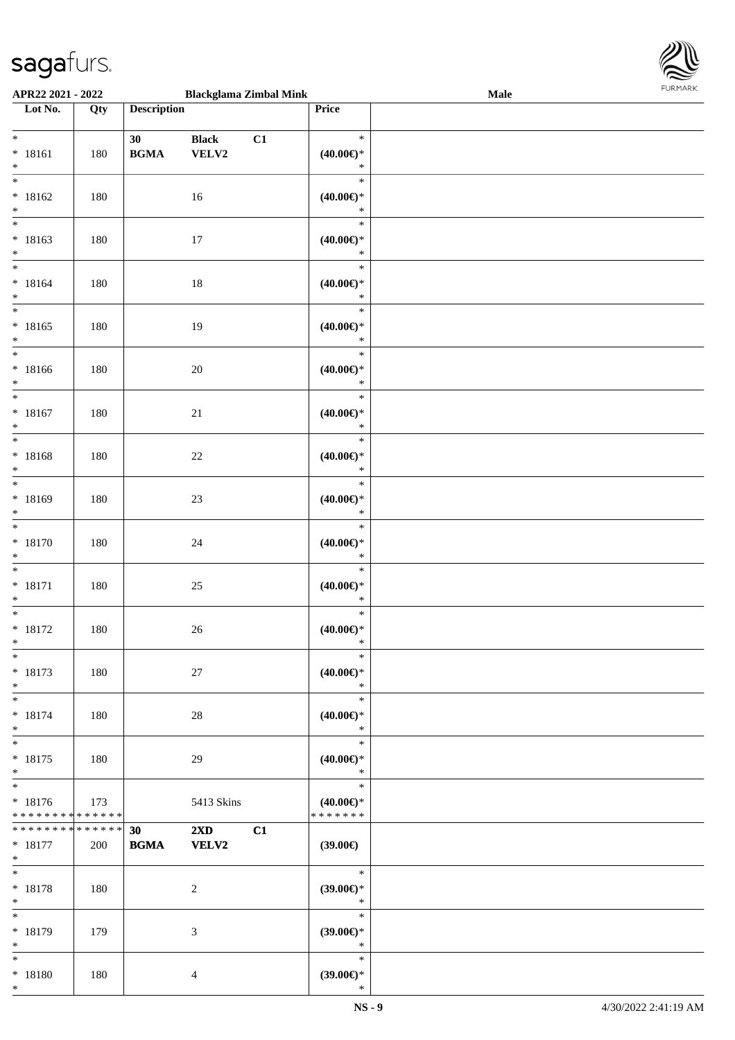APR22 2021 - 2022 Blackglama Zimbal Mink Male

| Lot No. | Qty | Description | | | Price | |
|---|---|---|---|---|---|---|
| * * 18161 * | 180 | 30 BGMA | Black VELV2 | C1 | * (40.00€)* * | |
| * * 18162 * | 180 | | 16 | | * (40.00€)* * | |
| * * 18163 * | 180 | | 17 | | * (40.00€)* * | |
| * * 18164 * | 180 | | 18 | | * (40.00€)* * | |
| * * 18165 * | 180 | | 19 | | * (40.00€)* * | |
| * * 18166 * | 180 | | 20 | | * (40.00€)* * | |
| * * 18167 * | 180 | | 21 | | * (40.00€)* * | |
| * * 18168 * | 180 | | 22 | | * (40.00€)* * | |
| * * 18169 * | 180 | | 23 | | * (40.00€)* * | |
| * * 18170 * | 180 | | 24 | | * (40.00€)* * | |
| * * 18171 * | 180 | | 25 | | * (40.00€)* * | |
| * * 18172 * | 180 | | 26 | | * (40.00€)* * | |
| * * 18173 * | 180 | | 27 | | * (40.00€)* * | |
| * * 18174 * | 180 | | 28 | | * (40.00€)* * | |
| * * 18175 * | 180 | | 29 | | * (40.00€)* * | |
| * * 18176 * * * * * * * * * * * * * * | 173 | | 5413 Skins | | * (40.00€)* * * * * * * * | |
| * * * * * * * * * * * * * * 18177 * | 200 | 30 BGMA | 2XD VELV2 | C1 | (39.00€) | |
| * * 18178 * | 180 | | 2 | | * (39.00€)* * | |
| * * 18179 * | 179 | | 3 | | * (39.00€)* * | |
| * * 18180 * | 180 | | 4 | | * (39.00€)* * | |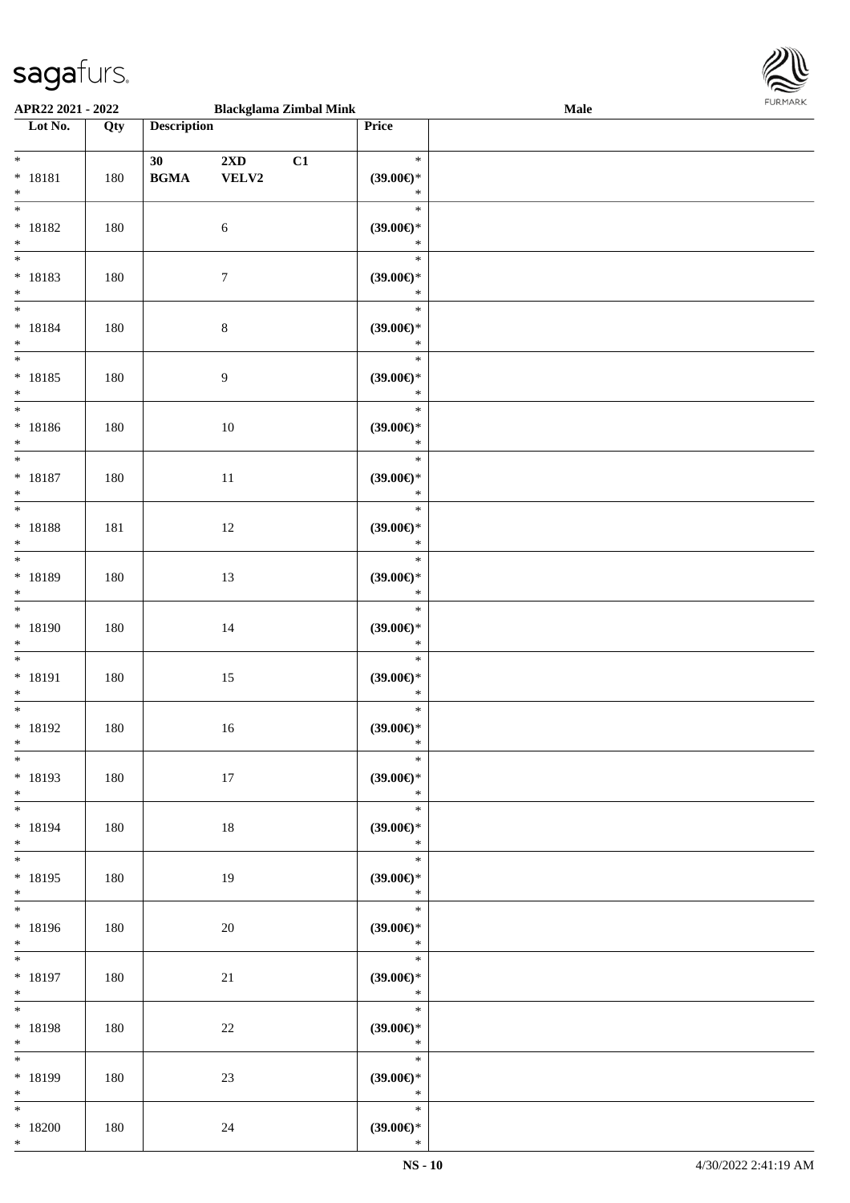| Lot No. | Qty | Description | | | Price | |
|---|---|---|---|---|---|---|
| *<br>* 18181<br>* | 180 | 30<br>**BGMA** | **2XD**<br>**VELV2** | **C1** | *<br>**(39.00€)***<br>* | |
| *<br>* 18182<br>* | 180 | | 6 | | *<br>**(39.00€)***<br>* | |
| *<br>* 18183<br>* | 180 | | 7 | | *<br>**(39.00€)***<br>* | |
| *<br>* 18184<br>* | 180 | | 8 | | *<br>**(39.00€)***<br>* | |
| *<br>* 18185<br>* | 180 | | 9 | | *<br>**(39.00€)***<br>* | |
| *<br>* 18186<br>* | 180 | | 10 | | *<br>**(39.00€)***<br>* | |
| *<br>* 18187<br>* | 180 | | 11 | | *<br>**(39.00€)***<br>* | |
| *<br>* 18188<br>* | 181 | | 12 | | *<br>**(39.00€)***<br>* | |
| *<br>* 18189<br>* | 180 | | 13 | | *<br>**(39.00€)***<br>* | |
| *<br>* 18190<br>* | 180 | | 14 | | *<br>**(39.00€)***<br>* | |
| *<br>* 18191<br>* | 180 | | 15 | | *<br>**(39.00€)***<br>* | |
| *<br>* 18192<br>* | 180 | | 16 | | *<br>**(39.00€)***<br>* | |
| *<br>* 18193<br>* | 180 | | 17 | | *<br>**(39.00€)***<br>* | |
| *<br>* 18194<br>* | 180 | | 18 | | *<br>**(39.00€)***<br>* | |
| *<br>* 18195<br>* | 180 | | 19 | | *<br>**(39.00€)***<br>* | |
| *<br>* 18196<br>* | 180 | | 20 | | *<br>**(39.00€)***<br>* | |
| *<br>* 18197<br>* | 180 | | 21 | | *<br>**(39.00€)***<br>* | |
| *<br>* 18198<br>* | 180 | | 22 | | *<br>**(39.00€)***<br>* | |
| *<br>* 18199<br>* | 180 | | 23 | | *<br>**(39.00€)***<br>* | |
| *<br>* 18200<br>* | 180 | | 24 | | *<br>**(39.00€)***<br>* | |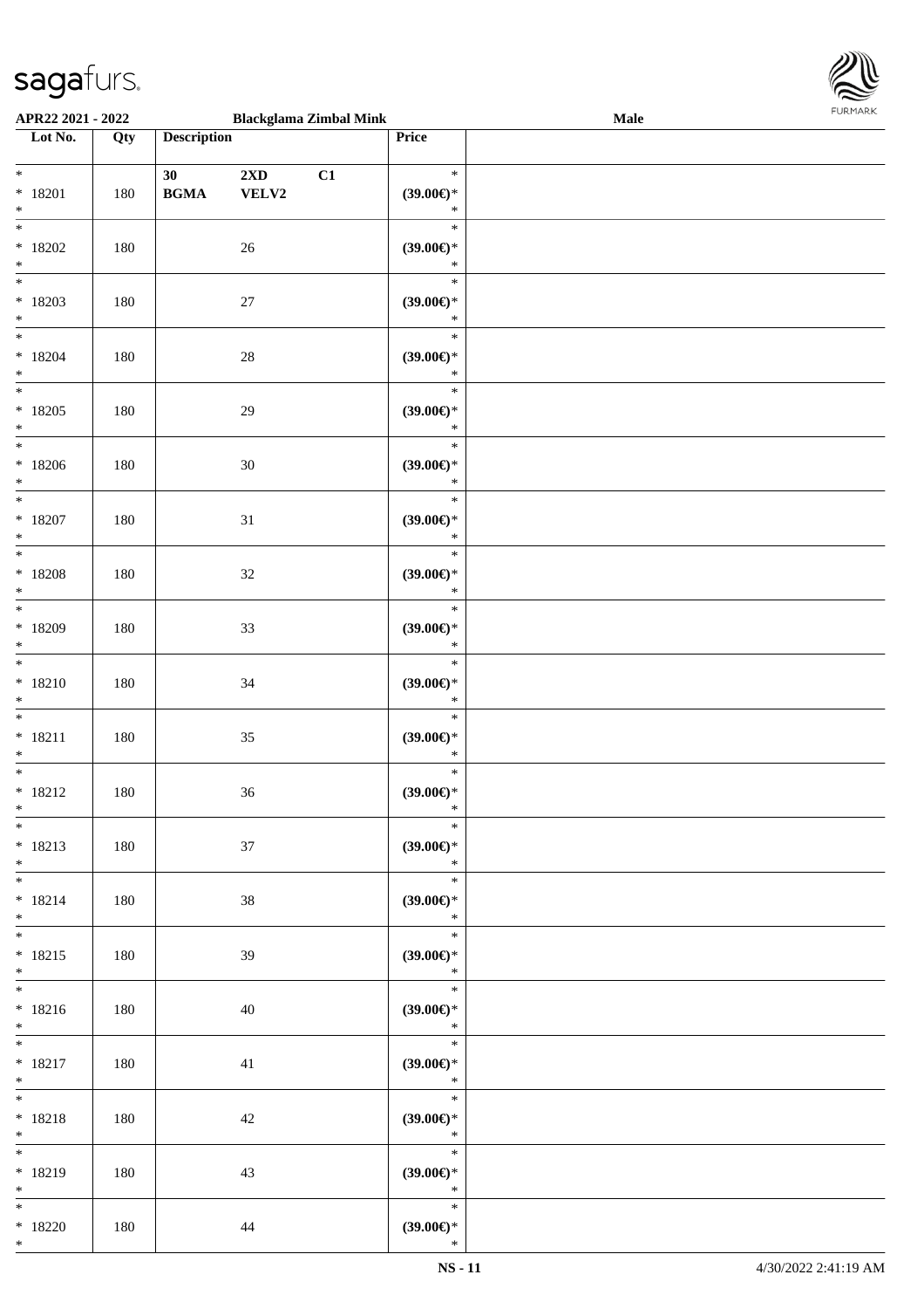APR22 2021 - 2022 Blackglama Zimbal Mink Male

| Lot No. | Qty | Description | Price | |
|---|---|---|---|---|
| * 18201 * | 180 | 30 2XD C1 BGMA VELV2 | * (39.00€)* * | |
| * 18202 * | 180 | 26 | * (39.00€)* * | |
| * 18203 * | 180 | 27 | * (39.00€)* * | |
| * 18204 * | 180 | 28 | * (39.00€)* * | |
| * 18205 * | 180 | 29 | * (39.00€)* * | |
| * 18206 * | 180 | 30 | * (39.00€)* * | |
| * 18207 * | 180 | 31 | * (39.00€)* * | |
| * 18208 * | 180 | 32 | * (39.00€)* * | |
| * 18209 * | 180 | 33 | * (39.00€)* * | |
| * 18210 * | 180 | 34 | * (39.00€)* * | |
| * 18211 * | 180 | 35 | * (39.00€)* * | |
| * 18212 * | 180 | 36 | * (39.00€)* * | |
| * 18213 * | 180 | 37 | * (39.00€)* * | |
| * 18214 * | 180 | 38 | * (39.00€)* * | |
| * 18215 * | 180 | 39 | * (39.00€)* * | |
| * 18216 * | 180 | 40 | * (39.00€)* * | |
| * 18217 * | 180 | 41 | * (39.00€)* * | |
| * 18218 * | 180 | 42 | * (39.00€)* * | |
| * 18219 * | 180 | 43 | * (39.00€)* * | |
| * 18220 * | 180 | 44 | * (39.00€)* * | |

4/30/2022 2:41:19 AM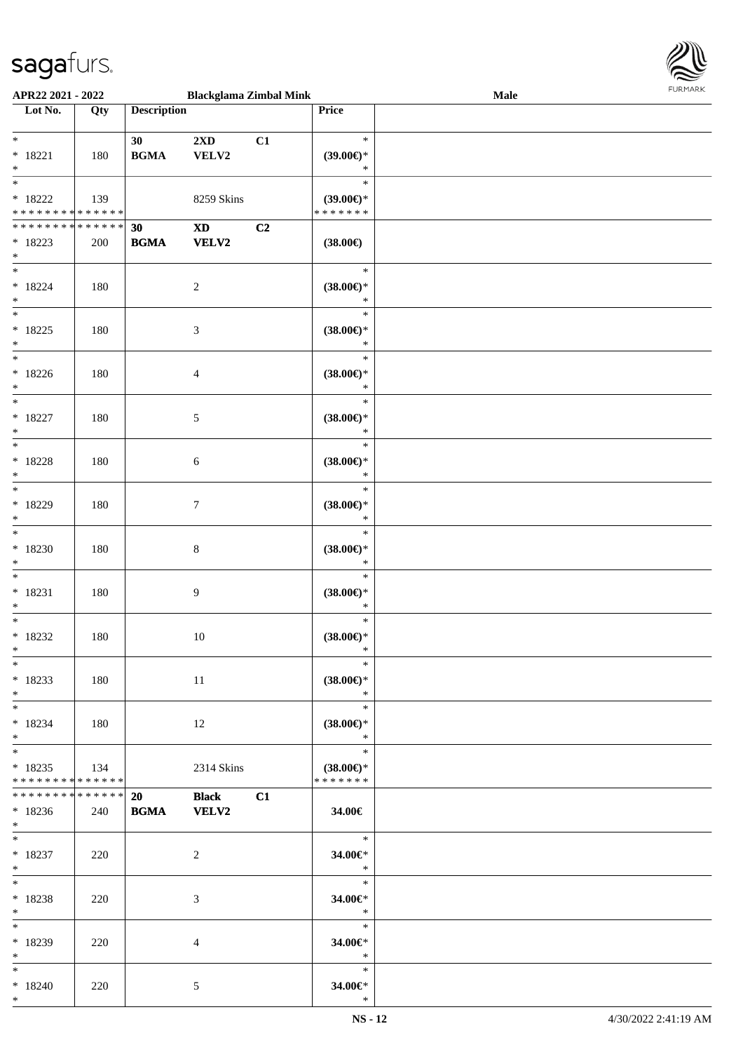APR22 2021 - 2022 | Blackglama Zimbal Mink | Male

| Lot No. | Qty | Description | | | Price | |
|---|---|---|---|---|---|---|
| * 18221 * | 180 | 30 BGMA | 2XD VELV2 | C1 | * (39.00€)* * | |
| * 18222 * * * * * * * * * * * * * * | 139 | | 8259 Skins | | * (39.00€)* * * * * * * * | |
| * * * * * * * * * * * * * * 18223 * | 200 | 30 BGMA | XD VELV2 | C2 | (38.00€) | |
| * 18224 * | 180 | | 2 | | * (38.00€)* * | |
| * 18225 * | 180 | | 3 | | * (38.00€)* * | |
| * 18226 * | 180 | | 4 | | * (38.00€)* * | |
| * 18227 * | 180 | | 5 | | * (38.00€)* * | |
| * 18228 * | 180 | | 6 | | * (38.00€)* * | |
| * 18229 * | 180 | | 7 | | * (38.00€)* * | |
| * 18230 * | 180 | | 8 | | * (38.00€)* * | |
| * 18231 * | 180 | | 9 | | * (38.00€)* * | |
| * 18232 * | 180 | | 10 | | * (38.00€)* * | |
| * 18233 * | 180 | | 11 | | * (38.00€)* * | |
| * 18234 * | 180 | | 12 | | * (38.00€)* * | |
| * 18235 * * * * * * * * * * * * * * | 134 | | 2314 Skins | | * (38.00€)* * * * * * * * | |
| * * * * * * * * * * * * * * 18236 * | 240 | 20 BGMA | Black VELV2 | C1 | 34.00€ | |
| * 18237 * | 220 | | 2 | | * 34.00€* * | |
| * 18238 * | 220 | | 3 | | * 34.00€* * | |
| * 18239 * | 220 | | 4 | | * 34.00€* * | |
| * 18240 * | 220 | | 5 | | * 34.00€* * | |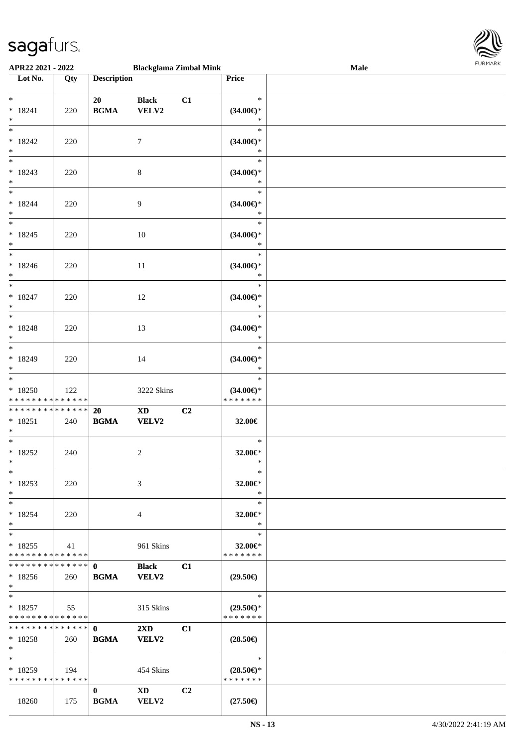**APR22 2021 - 2022** | **Blackglama Zimbal Mink** | **Male**

| Lot No. | Qty | Description | | | Price | |
|---|---|---|---|---|---|---|
| * | | 20 | Black | C1 | * | |
| * 18241 | 220 | BGMA | VELV2 | | (34.00€)* | |
| * | | | | | * | |
| * 18242 | 220 | | 7 | | (34.00€)* | |
| * | | | | | * | |
| * 18243 | 220 | | 8 | | (34.00€)* | |
| * | | | | | * | |
| * 18244 | 220 | | 9 | | (34.00€)* | |
| * | | | | | * | |
| * 18245 | 220 | | 10 | | (34.00€)* | |
| * | | | | | * | |
| * 18246 | 220 | | 11 | | (34.00€)* | |
| * | | | | | * | |
| * 18247 | 220 | | 12 | | (34.00€)* | |
| * | | | | | * | |
| * 18248 | 220 | | 13 | | (34.00€)* | |
| * | | | | | * | |
| * 18249 | 220 | | 14 | | (34.00€)* | |
| * | | | | | * | |
| * 18250 | 122 | | 3222 Skins | | (34.00€)* | |
| * * * * * * * * * * * * * * | | | | | * * * * * * * | |
| * * * * * * * * * * * * * * | | 20 | XD | C2 | | |
| * 18251 | 240 | BGMA | VELV2 | | 32.00€ | |
| * | | | | | * | |
| * 18252 | 240 | | 2 | | 32.00€* | |
| * | | | | | * | |
| * 18253 | 220 | | 3 | | 32.00€* | |
| * | | | | | * | |
| * 18254 | 220 | | 4 | | 32.00€* | |
| * | | | | | * | |
| * 18255 | 41 | | 961 Skins | | 32.00€* | |
| * * * * * * * * * * * * * * | | | | | * * * * * * * | |
| * * * * * * * * * * * * * * | | 0 | Black | C1 | | |
| * 18256 | 260 | BGMA | VELV2 | | (29.50€) | |
| * | | | | | * | |
| * 18257 | 55 | | 315 Skins | | (29.50€)* | |
| * * * * * * * * * * * * * * | | | | | * * * * * * * | |
| * * * * * * * * * * * * * * | | 0 | 2XD | C1 | | |
| * 18258 | 260 | BGMA | VELV2 | | (28.50€) | |
| * | | | | | * | |
| * 18259 | 194 | | 454 Skins | | (28.50€)* | |
| * * * * * * * * * * * * * * | | | | | * * * * * * * | |
| | | 0 | XD | C2 | | |
| 18260 | 175 | BGMA | VELV2 | | (27.50€) | |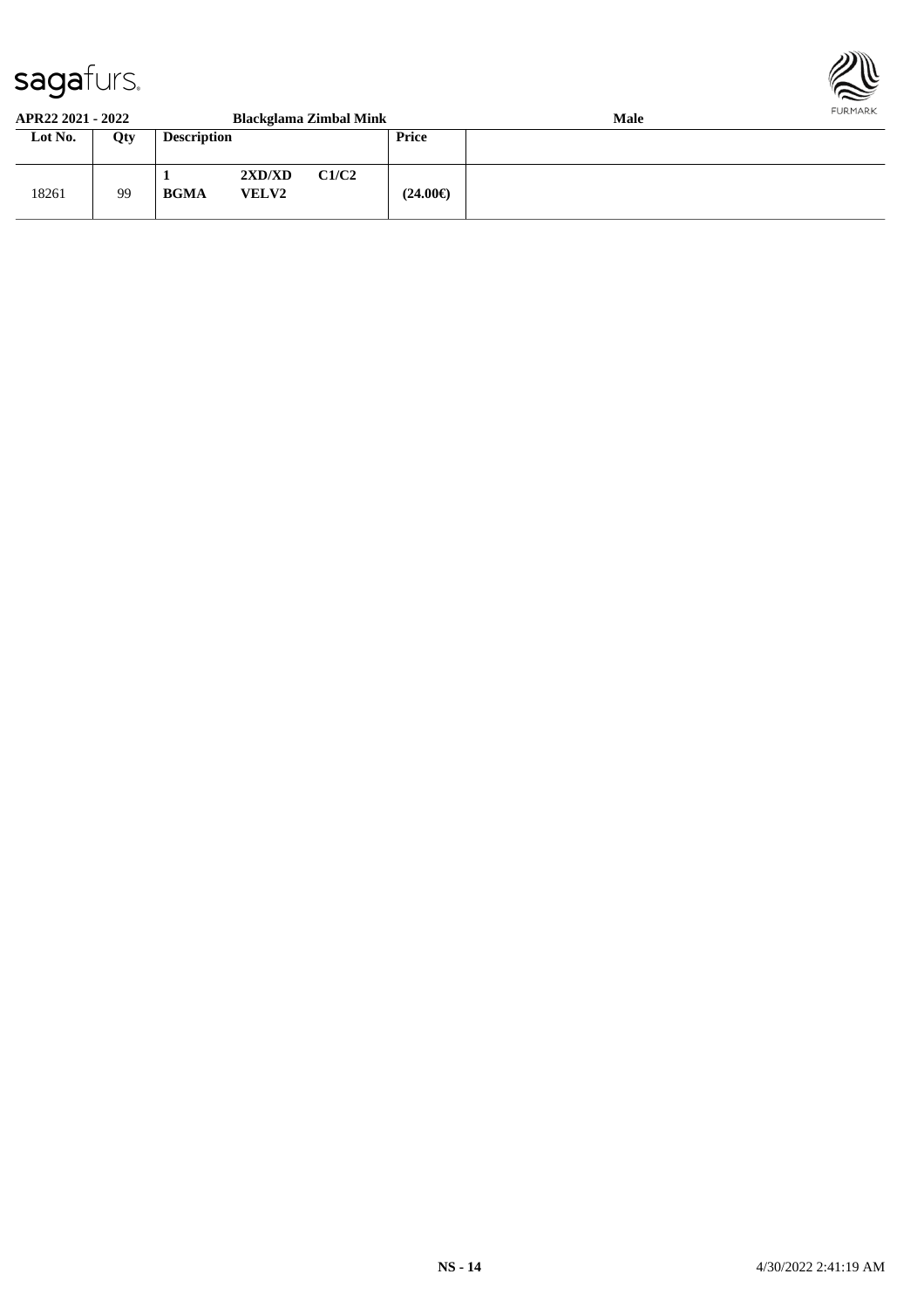**APR22 2021 - 2022** **Blackglama Zimbal Mink** **Male**

| Lot No. | Qty | Description | | | Price | |
|---|---|---|---|---|---|---|
| 18261 | 99 | **1** **BGMA** | **2XD/XD** **VELV2** | **C1/C2** | **(24.00€)** | |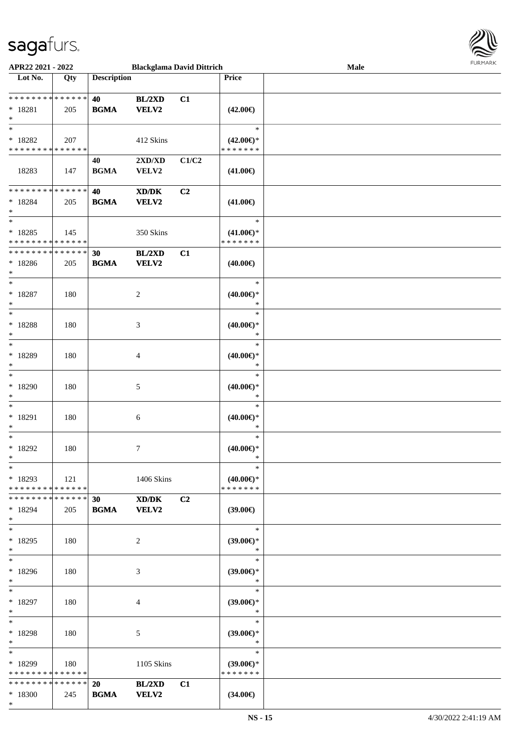APR22 2021 - 2022 — Blackglama David Dittrich — Male

| Lot No. | Qty | Description | | | Price |
|---|---|---|---|---|---|
| * * * * * * * * * * * * * * | | 40 | BL/2XD | C1 | |
| * 18281 | 205 | BGMA | VELV2 | | (42.00€) |
| * | | | | | |
| * | | | | | * |
| * 18282 | 207 | | 412 Skins | | (42.00€)* |
| * * * * * * * * * * * * * * | | | | | * * * * * * * |
| | | 40 | 2XD/XD | C1/C2 | |
| 18283 | 147 | BGMA | VELV2 | | (41.00€) |
| * * * * * * * * * * * * * * | | 40 | XD/DK | C2 | |
| * 18284 | 205 | BGMA | VELV2 | | (41.00€) |
| * | | | | | |
| * | | | | | * |
| * 18285 | 145 | | 350 Skins | | (41.00€)* |
| * * * * * * * * * * * * * * | | | | | * * * * * * * |
| * * * * * * * * * * * * * * | | 30 | BL/2XD | C1 | |
| * 18286 | 205 | BGMA | VELV2 | | (40.00€) |
| * | | | | | |
| * | | | | | * |
| * 18287 | 180 | | 2 | | (40.00€)* |
| * | | | | | * |
| * | | | | | * |
| * 18288 | 180 | | 3 | | (40.00€)* |
| * | | | | | * |
| * | | | | | * |
| * 18289 | 180 | | 4 | | (40.00€)* |
| * | | | | | * |
| * | | | | | * |
| * 18290 | 180 | | 5 | | (40.00€)* |
| * | | | | | * |
| * | | | | | * |
| * 18291 | 180 | | 6 | | (40.00€)* |
| * | | | | | * |
| * | | | | | * |
| * 18292 | 180 | | 7 | | (40.00€)* |
| * | | | | | * |
| * | | | | | * |
| * 18293 | 121 | | 1406 Skins | | (40.00€)* |
| * * * * * * * * * * * * * * | | | | | * * * * * * * |
| * * * * * * * * * * * * * * | | 30 | XD/DK | C2 | |
| * 18294 | 205 | BGMA | VELV2 | | (39.00€) |
| * | | | | | |
| * | | | | | * |
| * 18295 | 180 | | 2 | | (39.00€)* |
| * | | | | | * |
| * | | | | | * |
| * 18296 | 180 | | 3 | | (39.00€)* |
| * | | | | | * |
| * | | | | | * |
| * 18297 | 180 | | 4 | | (39.00€)* |
| * | | | | | * |
| * | | | | | * |
| * 18298 | 180 | | 5 | | (39.00€)* |
| * | | | | | * |
| * | | | | | * |
| * 18299 | 180 | | 1105 Skins | | (39.00€)* |
| * * * * * * * * * * * * * * | | | | | * * * * * * * |
| * * * * * * * * * * * * * * | | 20 | BL/2XD | C1 | |
| * 18300 | 245 | BGMA | VELV2 | | (34.00€) |
| * | | | | | |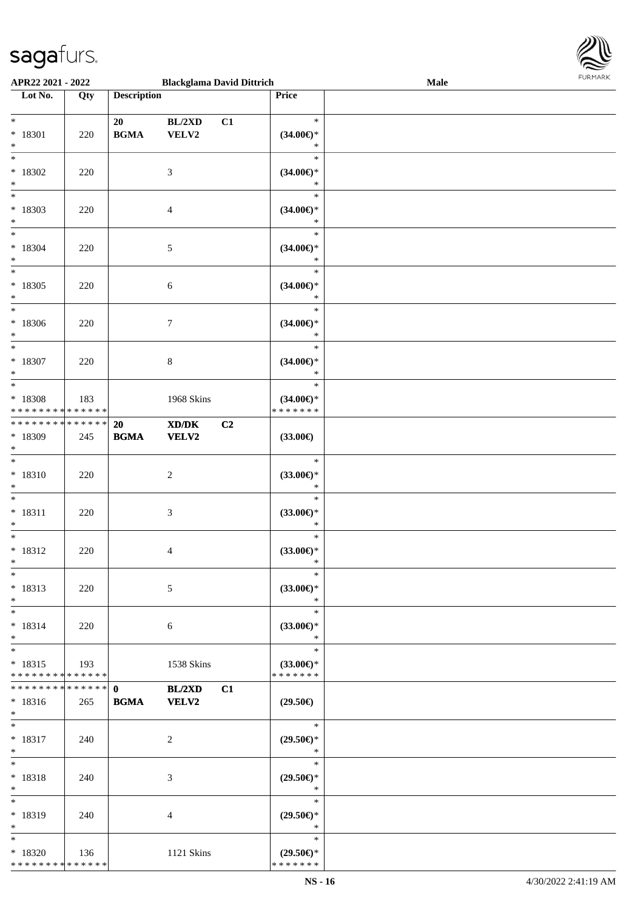APR22 2021 - 2022 | Blackglama David Dittrich | Male

| Lot No. | Qty | Description | | | Price | |
|---|---|---|---|---|---|---|
| * <br> * 18301 <br> * | 220 | 20 <br> **BGMA** | **BL/2XD** <br> **VELV2** | **C1** | * <br> **(34.00€)*** <br> * | |
| * <br> * 18302 <br> * | 220 | | 3 | | * <br> **(34.00€)*** <br> * | |
| * <br> * 18303 <br> * | 220 | | 4 | | * <br> **(34.00€)*** <br> * | |
| * <br> * 18304 <br> * | 220 | | 5 | | * <br> **(34.00€)*** <br> * | |
| * <br> * 18305 <br> * | 220 | | 6 | | * <br> **(34.00€)*** <br> * | |
| * <br> * 18306 <br> * | 220 | | 7 | | * <br> **(34.00€)*** <br> * | |
| * <br> * 18307 <br> * | 220 | | 8 | | * <br> **(34.00€)*** <br> * | |
| * <br> * 18308 <br> * * * * * * * * * * * * * * | 183 | | 1968 Skins | | * <br> **(34.00€)*** <br> * * * * * * * | |
| * * * * * * * * * * * * * * <br> * 18309 <br> * | 245 | **20** <br> **BGMA** | **XD/DK** <br> **VELV2** | **C2** | **(33.00€)** | |
| * <br> * 18310 <br> * | 220 | | 2 | | * <br> **(33.00€)*** <br> * | |
| * <br> * 18311 <br> * | 220 | | 3 | | * <br> **(33.00€)*** <br> * | |
| * <br> * 18312 <br> * | 220 | | 4 | | * <br> **(33.00€)*** <br> * | |
| * <br> * 18313 <br> * | 220 | | 5 | | * <br> **(33.00€)*** <br> * | |
| * <br> * 18314 <br> * | 220 | | 6 | | * <br> **(33.00€)*** <br> * | |
| * <br> * 18315 <br> * * * * * * * * * * * * * * | 193 | | 1538 Skins | | * <br> **(33.00€)*** <br> * * * * * * * | |
| * * * * * * * * * * * * * * <br> * 18316 <br> * | 265 | **0** <br> **BGMA** | **BL/2XD** <br> **VELV2** | **C1** | **(29.50€)** | |
| * <br> * 18317 <br> * | 240 | | 2 | | * <br> **(29.50€)*** <br> * | |
| * <br> * 18318 <br> * | 240 | | 3 | | * <br> **(29.50€)*** <br> * | |
| * <br> * 18319 <br> * | 240 | | 4 | | * <br> **(29.50€)*** <br> * | |
| * <br> * 18320 <br> * * * * * * * * * * * * * * | 136 | | 1121 Skins | | * <br> **(29.50€)*** <br> * * * * * * * | |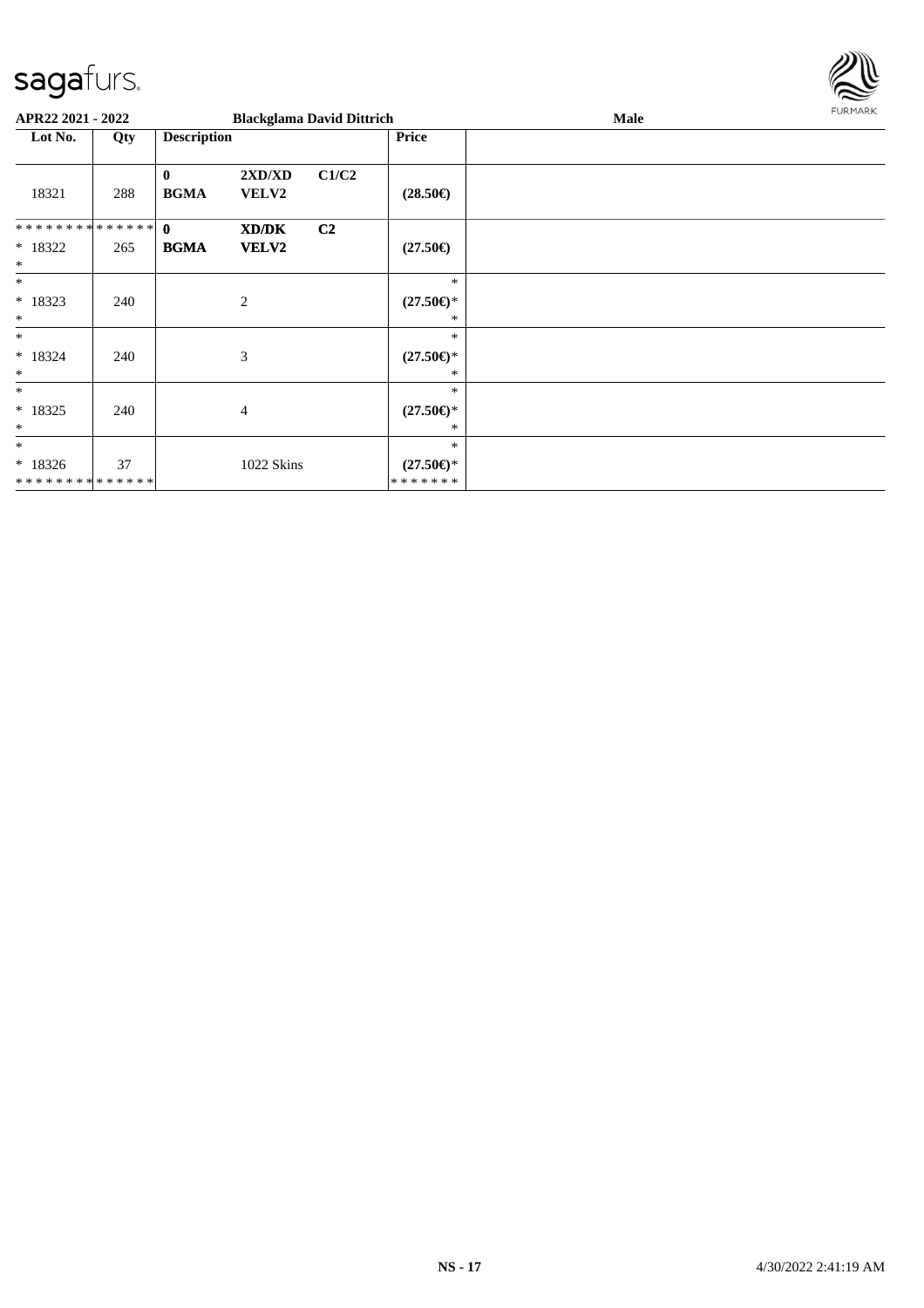**APR22 2021 - 2022** **Blackglama David Dittrich** **Male**

| Lot No. | Qty | Description | | | Price | |
|---|---|---|---|---|---|---|
| 18321 | 288 | **0** **BGMA** | **2XD/XD** **VELV2** | **C1/C2** | **(28.50€)** | |
| * * * * * * * * * * * * * * <br> * 18322 <br> * | 265 | **0** **BGMA** | **XD/DK** **VELV2** | **C2** | **(27.50€)** | |
| * <br> * 18323 <br> * | 240 | | 2 | | * <br> **(27.50€)*** <br> * | |
| * <br> * 18324 <br> * | 240 | | 3 | | * <br> **(27.50€)*** <br> * | |
| * <br> * 18325 <br> * | 240 | | 4 | | * <br> **(27.50€)*** <br> * | |
| * <br> * 18326 <br> * * * * * * * * * * * * * * | 37 | | 1022 Skins | | * <br> **(27.50€)*** <br> * * * * * * * | |

**NS - 17** 4/30/2022 2:41:19 AM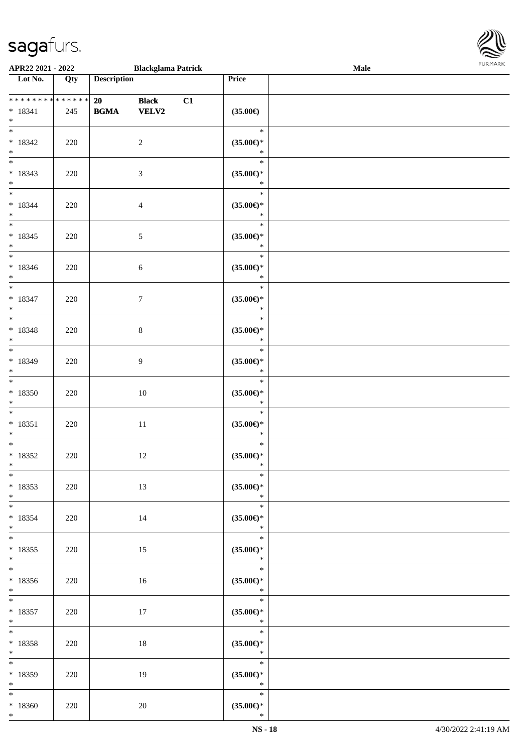**APR22 2021 - 2022** **Blackglama Patrick** **Male**

| Lot No. | Qty | Description | | | Price | |
|---|---|---|---|---|---|---|
| * * * * * * * * * * * * * * | | **20** | **Black** | **C1** | | |
| * 18341 | 245 | **BGMA** | **VELV2** | | **(35.00€)** | |
| * | | | | | | |
| * | | | | | * | |
| * 18342 | 220 | | 2 | | **(35.00€)*** | |
| * | | | | | * | |
| * | | | | | * | |
| * 18343 | 220 | | 3 | | **(35.00€)*** | |
| * | | | | | * | |
| * | | | | | * | |
| * 18344 | 220 | | 4 | | **(35.00€)*** | |
| * | | | | | * | |
| * | | | | | * | |
| * 18345 | 220 | | 5 | | **(35.00€)*** | |
| * | | | | | * | |
| * | | | | | * | |
| * 18346 | 220 | | 6 | | **(35.00€)*** | |
| * | | | | | * | |
| * | | | | | * | |
| * 18347 | 220 | | 7 | | **(35.00€)*** | |
| * | | | | | * | |
| * | | | | | * | |
| * 18348 | 220 | | 8 | | **(35.00€)*** | |
| * | | | | | * | |
| * | | | | | * | |
| * 18349 | 220 | | 9 | | **(35.00€)*** | |
| * | | | | | * | |
| * | | | | | * | |
| * 18350 | 220 | | 10 | | **(35.00€)*** | |
| * | | | | | * | |
| * | | | | | * | |
| * 18351 | 220 | | 11 | | **(35.00€)*** | |
| * | | | | | * | |
| * | | | | | * | |
| * 18352 | 220 | | 12 | | **(35.00€)*** | |
| * | | | | | * | |
| * | | | | | * | |
| * 18353 | 220 | | 13 | | **(35.00€)*** | |
| * | | | | | * | |
| * | | | | | * | |
| * 18354 | 220 | | 14 | | **(35.00€)*** | |
| * | | | | | * | |
| * | | | | | * | |
| * 18355 | 220 | | 15 | | **(35.00€)*** | |
| * | | | | | * | |
| * | | | | | * | |
| * 18356 | 220 | | 16 | | **(35.00€)*** | |
| * | | | | | * | |
| * | | | | | * | |
| * 18357 | 220 | | 17 | | **(35.00€)*** | |
| * | | | | | * | |
| * | | | | | * | |
| * 18358 | 220 | | 18 | | **(35.00€)*** | |
| * | | | | | * | |
| * | | | | | * | |
| * 18359 | 220 | | 19 | | **(35.00€)*** | |
| * | | | | | * | |
| * | | | | | * | |
| * 18360 | 220 | | 20 | | **(35.00€)*** | |
| * | | | | | * | |

4/30/2022 2:41:19 AM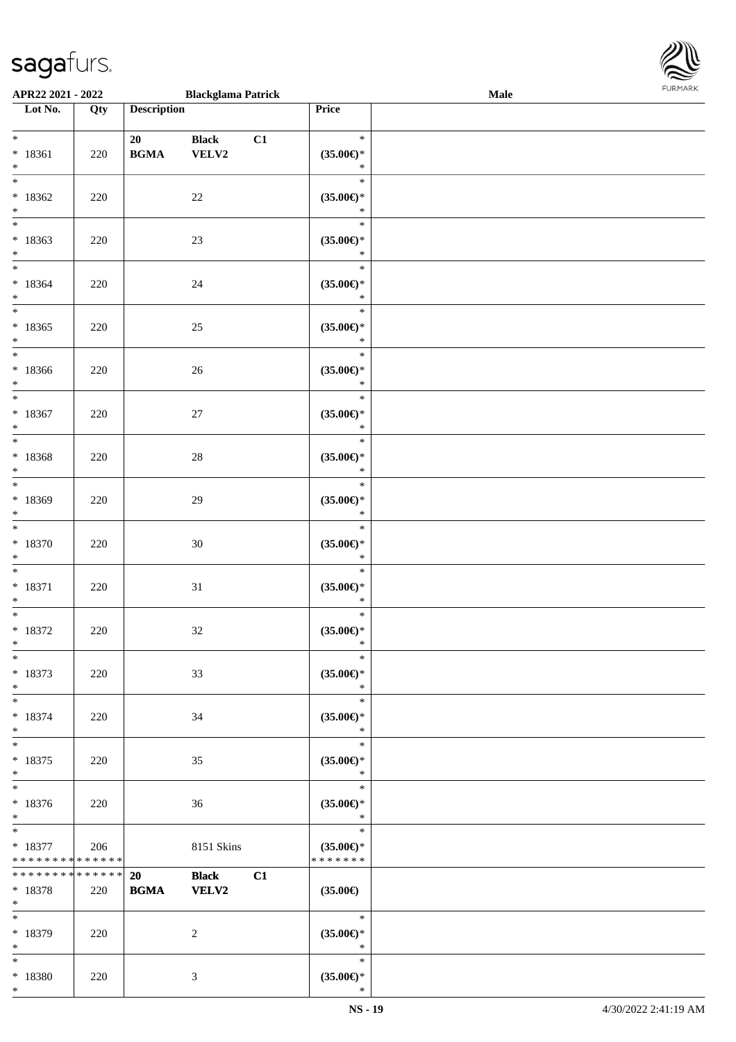| Lot No. | Qty | Description | | | Price | |
|---|---|---|---|---|---|---|
| * <br> * 18361 <br> * | 220 | 20 <br> **BGMA** | **Black** <br> **VELV2** | **C1** | * <br> **(35.00€)*** <br> * | |
| * <br> * 18362 <br> * | 220 | | 22 | | * <br> **(35.00€)*** <br> * | |
| * <br> * 18363 <br> * | 220 | | 23 | | * <br> **(35.00€)*** <br> * | |
| * <br> * 18364 <br> * | 220 | | 24 | | * <br> **(35.00€)*** <br> * | |
| * <br> * 18365 <br> * | 220 | | 25 | | * <br> **(35.00€)*** <br> * | |
| * <br> * 18366 <br> * | 220 | | 26 | | * <br> **(35.00€)*** <br> * | |
| * <br> * 18367 <br> * | 220 | | 27 | | * <br> **(35.00€)*** <br> * | |
| * <br> * 18368 <br> * | 220 | | 28 | | * <br> **(35.00€)*** <br> * | |
| * <br> * 18369 <br> * | 220 | | 29 | | * <br> **(35.00€)*** <br> * | |
| * <br> * 18370 <br> * | 220 | | 30 | | * <br> **(35.00€)*** <br> * | |
| * <br> * 18371 <br> * | 220 | | 31 | | * <br> **(35.00€)*** <br> * | |
| * <br> * 18372 <br> * | 220 | | 32 | | * <br> **(35.00€)*** <br> * | |
| * <br> * 18373 <br> * | 220 | | 33 | | * <br> **(35.00€)*** <br> * | |
| * <br> * 18374 <br> * | 220 | | 34 | | * <br> **(35.00€)*** <br> * | |
| * <br> * 18375 <br> * | 220 | | 35 | | * <br> **(35.00€)*** <br> * | |
| * <br> * 18376 <br> * | 220 | | 36 | | * <br> **(35.00€)*** <br> * | |
| * <br> * 18377 <br> ************** | 206 | | 8151 Skins | | * <br> **(35.00€)*** <br> ******* | |
| ************** <br> * 18378 <br> * | 220 | **20** <br> **BGMA** | **Black** <br> **VELV2** | **C1** | **(35.00€)** | |
| * <br> * 18379 <br> * | 220 | | 2 | | * <br> **(35.00€)*** <br> * | |
| * <br> * 18380 <br> * | 220 | | 3 | | * <br> **(35.00€)*** <br> * | |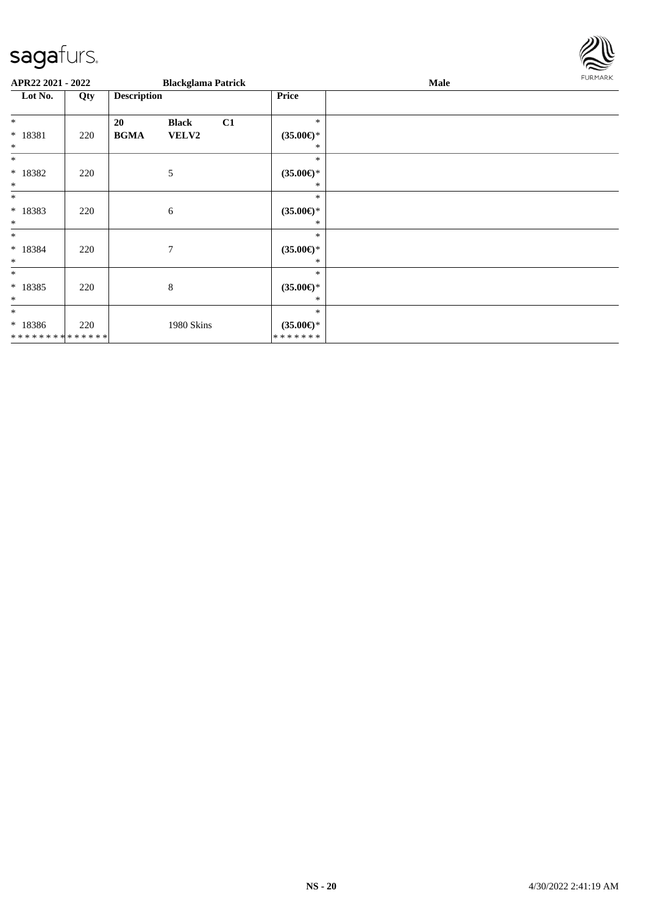**APR22 2021 - 2022** **Blackglama Patrick** **Male**

| Lot No. | Qty | Description | | | Price | |
|---|---|---|---|---|---|---|
| *<br>* 18381<br>* | 220 | **20**<br>**BGMA** | **Black**<br>**VELV2** | **C1** | *<br>**(35.00€)***<br>* | |
| *<br>* 18382<br>* | 220 | | 5 | | *<br>**(35.00€)***<br>* | |
| *<br>* 18383<br>* | 220 | | 6 | | *<br>**(35.00€)***<br>* | |
| *<br>* 18384<br>* | 220 | | 7 | | *<br>**(35.00€)***<br>* | |
| *<br>* 18385<br>* | 220 | | 8 | | *<br>**(35.00€)***<br>* | |
| *<br>* 18386<br>* * * * * * * * * * * * * * | 220 | | 1980 Skins | | *<br>**(35.00€)***<br>* * * * * * * | |

**NS - 20** 4/30/2022 2:41:19 AM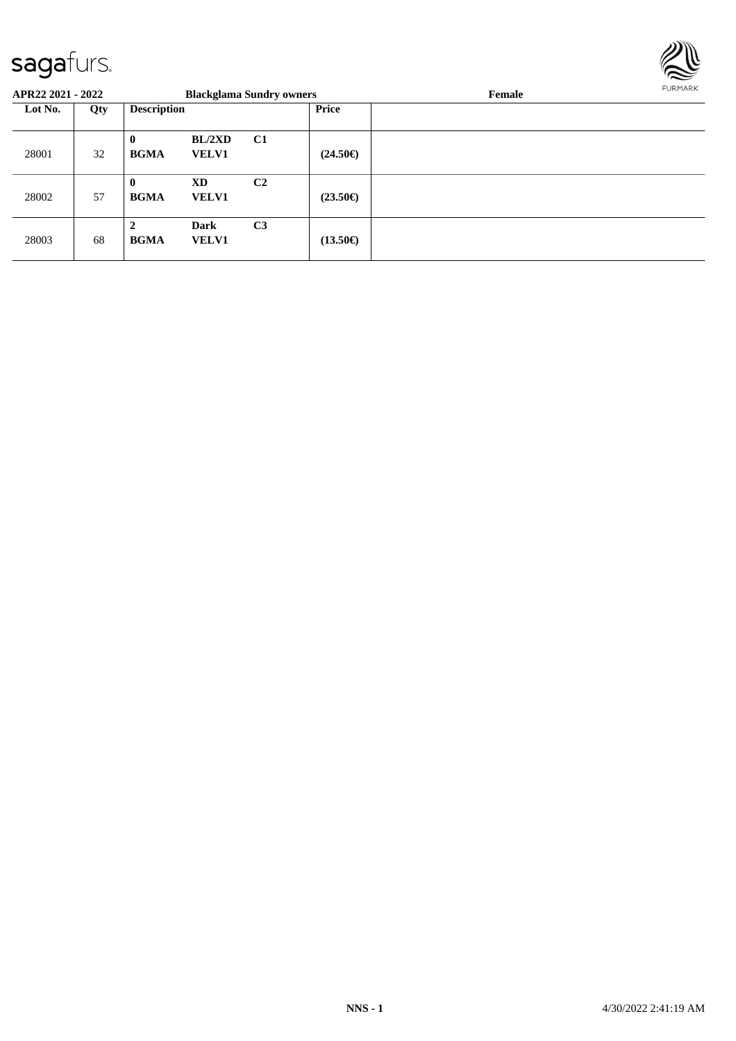**APR22 2021 - 2022** **Blackglama Sundry owners** **Female**

| Lot No. | Qty | Description | | | Price | |
|---|---|---|---|---|---|---|
| 28001 | 32 | **0** **BGMA** | **BL/2XD** **VELV1** | **C1** | **(24.50€)** | |
| 28002 | 57 | **0** **BGMA** | **XD** **VELV1** | **C2** | **(23.50€)** | |
| 28003 | 68 | **2** **BGMA** | **Dark** **VELV1** | **C3** | **(13.50€)** | |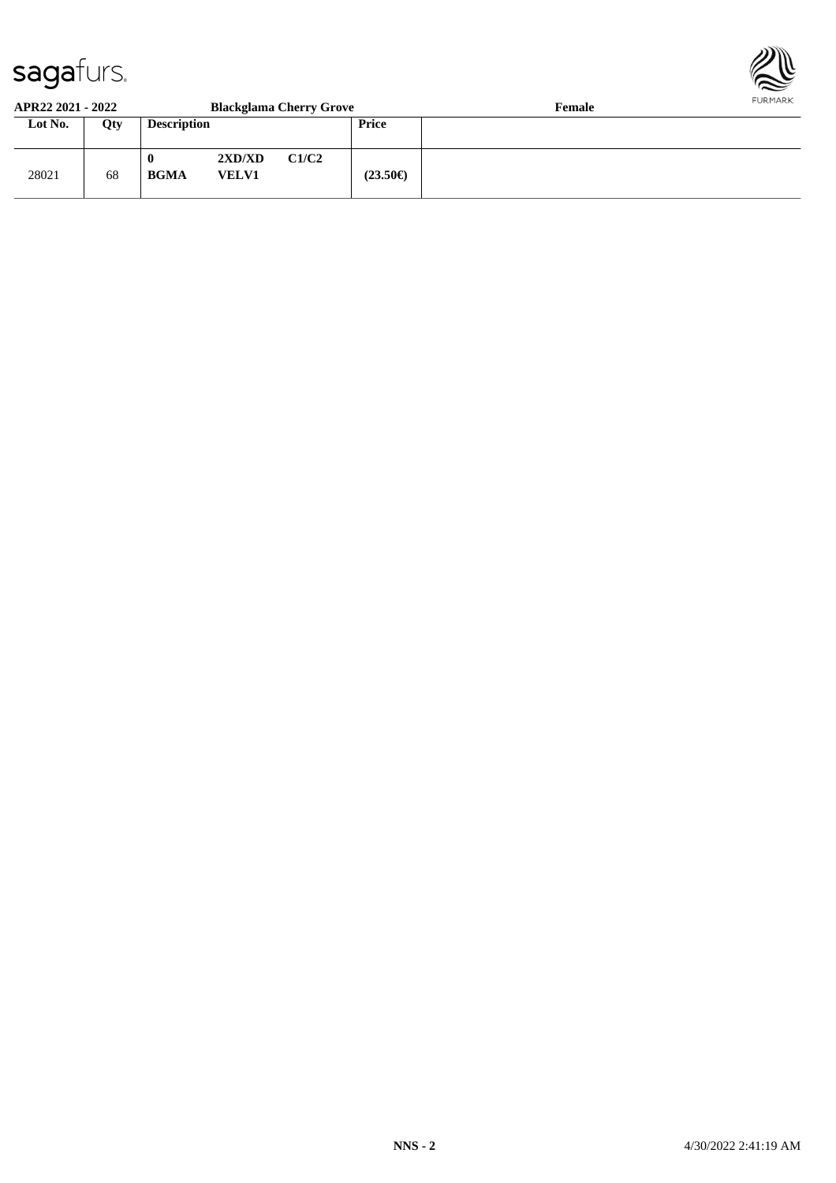**APR22 2021 - 2022** **Blackglama Cherry Grove** **Female**

| Lot No. | Qty | Description | | | Price | |
|---|---|---|---|---|---|---|
| 28021 | 68 | **0** **BGMA** | **2XD/XD** **VELV1** | **C1/C2** | **(23.50€)** | |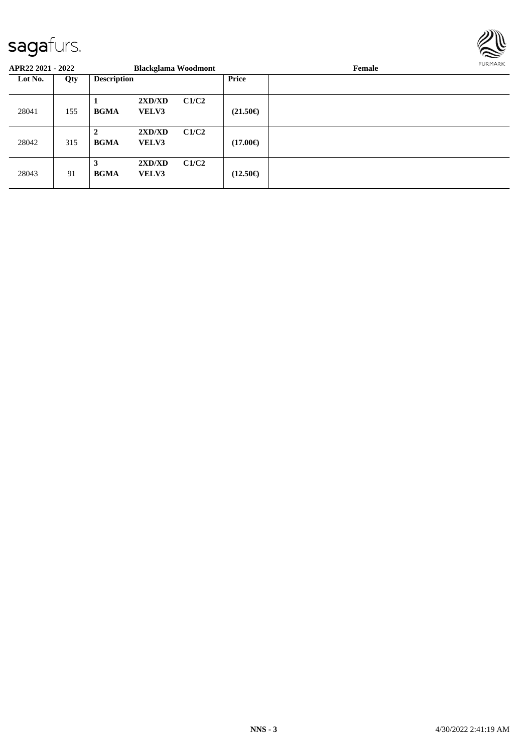**APR22 2021 - 2022** **Blackglama Woodmont** **Female**

| Lot No. | Qty | Description | | | Price | |
|---|---|---|---|---|---|---|
| 28041 | 155 | 1 **BGMA** | **2XD/XD** **VELV3** | **C1/C2** | **(21.50€)** | |
| 28042 | 315 | 2 **BGMA** | **2XD/XD** **VELV3** | **C1/C2** | **(17.00€)** | |
| 28043 | 91 | 3 **BGMA** | **2XD/XD** **VELV3** | **C1/C2** | **(12.50€)** | |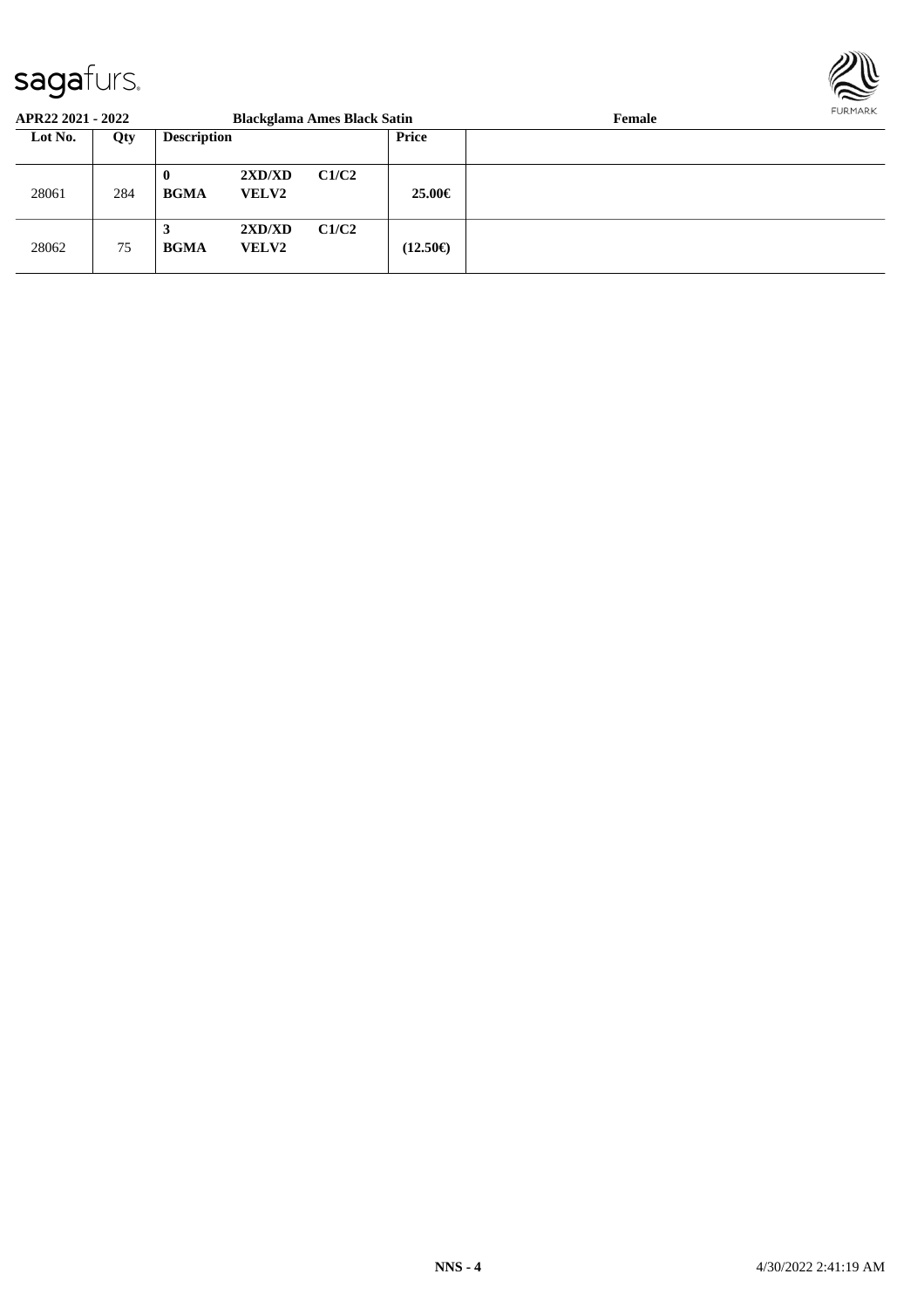**APR22 2021 - 2022** **Blackglama Ames Black Satin** **Female**

| Lot No. | Qty | Description | | | Price | |
|---|---|---|---|---|---|---|
| 28061 | 284 | **0** **BGMA** | **2XD/XD** **VELV2** | **C1/C2** | **25.00€** | |
| 28062 | 75 | **3** **BGMA** | **2XD/XD** **VELV2** | **C1/C2** | **(12.50€)** | |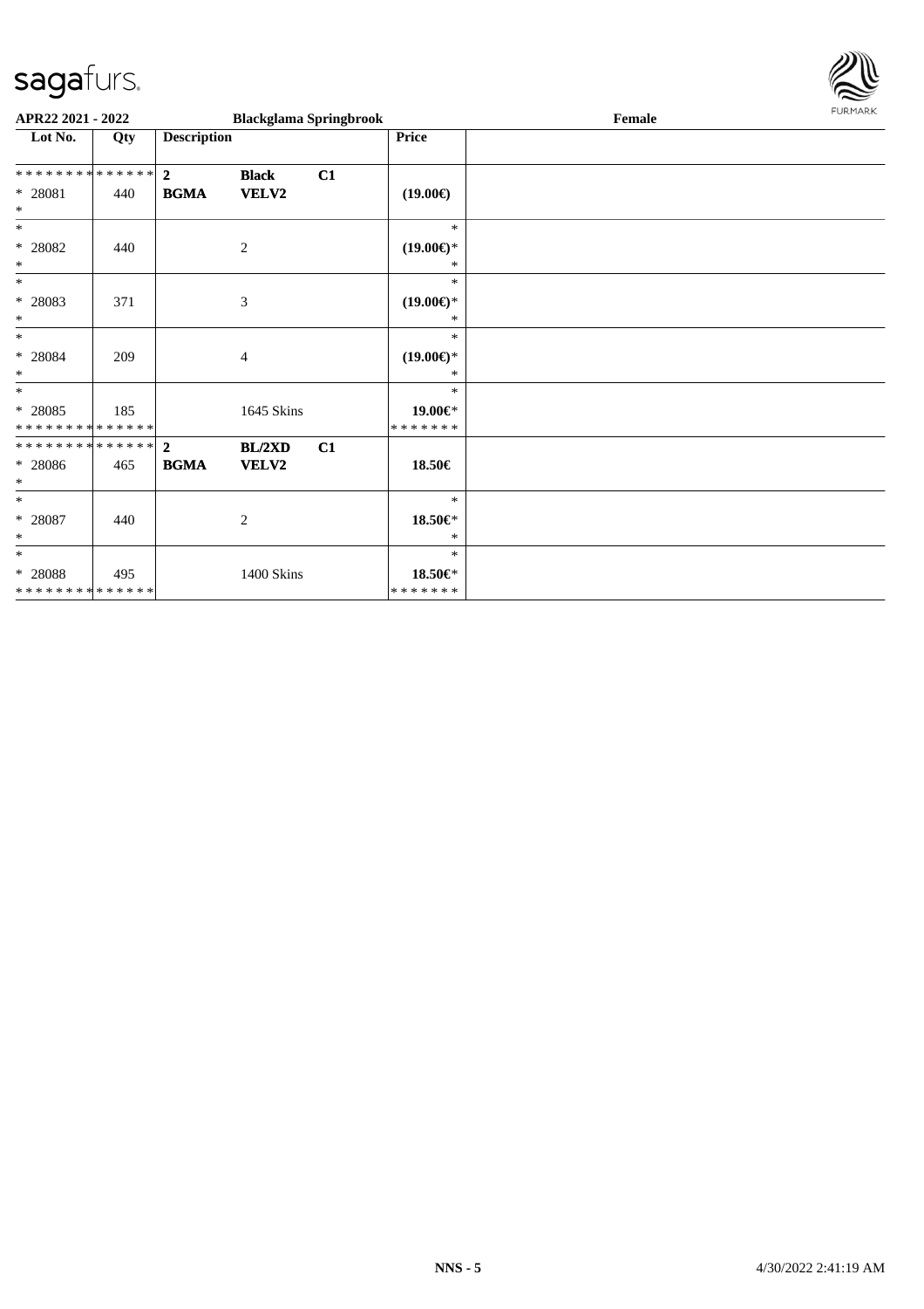**APR22 2021 - 2022** **Blackglama Springbrook** **Female**

| Lot No. | Qty | Description | | | Price |
|---|---|---|---|---|---|
| * * * * * * * * * * * * * * | | **2** | **Black** | **C1** | |
| * 28081 | 440 | **BGMA** | **VELV2** | | **(19.00€)** |
| * | | | | | |
| * | | | | | * |
| * 28082 | 440 | | 2 | | **(19.00€)*** |
| * | | | | | * |
| * | | | | | * |
| * 28083 | 371 | | 3 | | **(19.00€)*** |
| * | | | | | * |
| * | | | | | * |
| * 28084 | 209 | | 4 | | **(19.00€)*** |
| * | | | | | * |
| * | | | | | * |
| * 28085 | 185 | | 1645 Skins | | **19.00€*** |
| * * * * * * * * * * * * * * | | | | | * * * * * * * |
| * * * * * * * * * * * * * * | | **2** | **BL/2XD** | **C1** | |
| * 28086 | 465 | **BGMA** | **VELV2** | | **18.50€** |
| * | | | | | |
| * | | | | | * |
| * 28087 | 440 | | 2 | | **18.50€*** |
| * | | | | | * |
| * | | | | | * |
| * 28088 | 495 | | 1400 Skins | | **18.50€*** |
| * * * * * * * * * * * * * * | | | | | * * * * * * * |

**NNS - 5** 4/30/2022 2:41:19 AM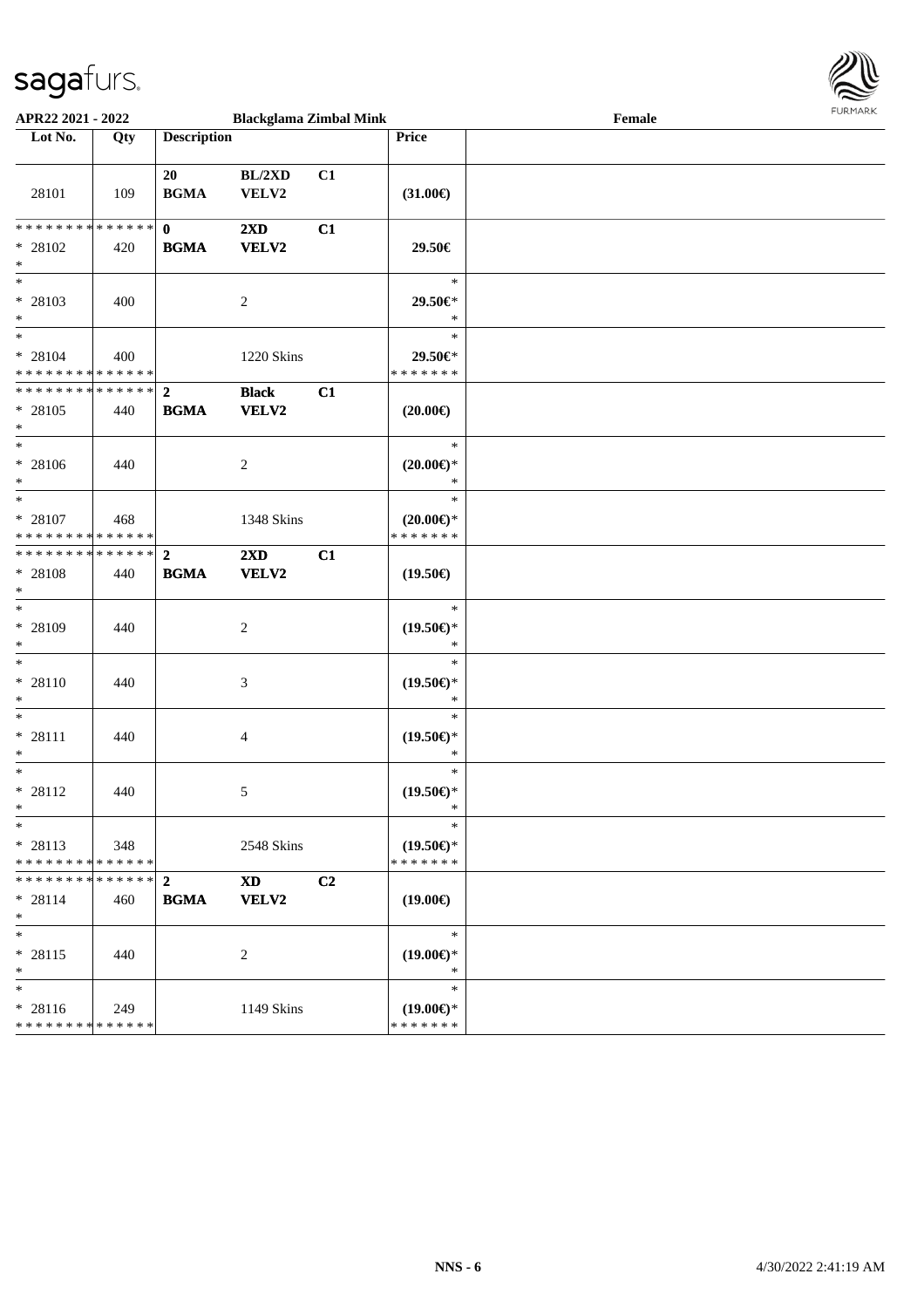APR22 2021 - 2022 | Blackglama Zimbal Mink | Female

| Lot No. | Qty | Description | | | Price | |
|---|---|---|---|---|---|---|
| 28101 | 109 | 20 BGMA | BL/2XD VELV2 | C1 | (31.00€) | |
| * * * * * * * * * * * * * * * 28102 * | 420 | 0 BGMA | 2XD VELV2 | C1 | 29.50€ | |
| * * 28103 * | 400 | | 2 | | * 29.50€* * | |
| * * 28104 * * * * * * * * * * * * * * | 400 | | 1220 Skins | | * 29.50€* * * * * * * * | |
| * * * * * * * * * * * * * * * 28105 * | 440 | 2 BGMA | Black VELV2 | C1 | (20.00€) | |
| * * 28106 * | 440 | | 2 | | * (20.00€)* * | |
| * * 28107 * * * * * * * * * * * * * * | 468 | | 1348 Skins | | * (20.00€)* * * * * * * * | |
| * * * * * * * * * * * * * * * 28108 * | 440 | 2 BGMA | 2XD VELV2 | C1 | (19.50€) | |
| * * 28109 * | 440 | | 2 | | * (19.50€)* * | |
| * * 28110 * | 440 | | 3 | | * (19.50€)* * | |
| * * 28111 * | 440 | | 4 | | * (19.50€)* * | |
| * * 28112 * | 440 | | 5 | | * (19.50€)* * | |
| * * 28113 * * * * * * * * * * * * * * | 348 | | 2548 Skins | | * (19.50€)* * * * * * * * | |
| * * * * * * * * * * * * * * * 28114 * | 460 | 2 BGMA | XD VELV2 | C2 | (19.00€) | |
| * * 28115 * | 440 | | 2 | | * (19.00€)* * | |
| * * 28116 * * * * * * * * * * * * * * | 249 | | 1149 Skins | | * (19.00€)* * * * * * * * | |

NNS - 6 4/30/2022 2:41:19 AM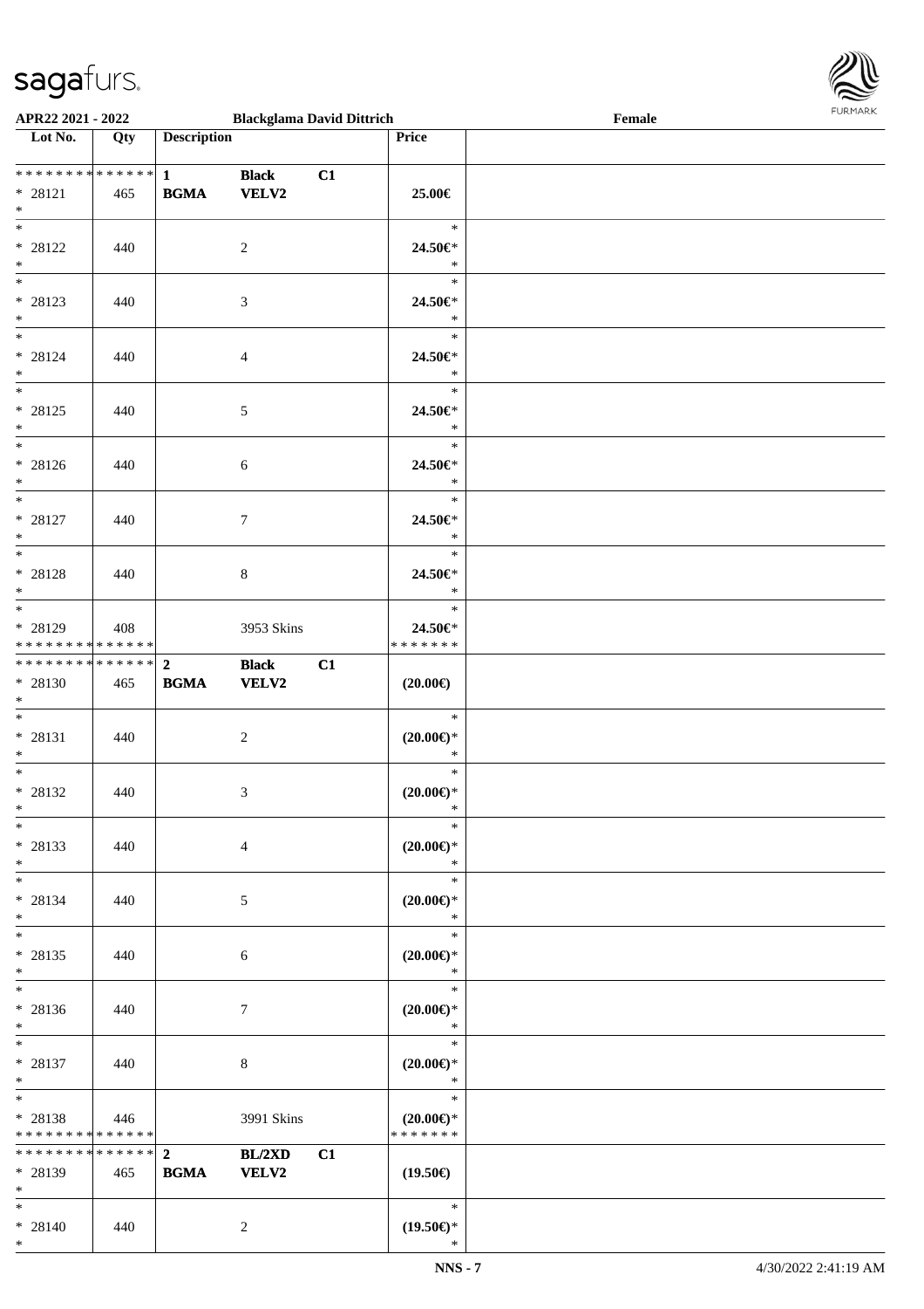APR22 2021 - 2022 Blackglama David Dittrich Female

| Lot No. | Qty | Description | | | Price | |
|---|---|---|---|---|---|---|
| * * * * * * * * * * * * * * | | 1 | Black | C1 | | |
| * 28121 | 465 | BGMA | VELV2 | | 25.00€ | |
| * | | | | | | |
| * | | | | | * | |
| * 28122 | 440 | | 2 | | 24.50€* | |
| * | | | | | * | |
| * | | | | | * | |
| * 28123 | 440 | | 3 | | 24.50€* | |
| * | | | | | * | |
| * | | | | | * | |
| * 28124 | 440 | | 4 | | 24.50€* | |
| * | | | | | * | |
| * | | | | | * | |
| * 28125 | 440 | | 5 | | 24.50€* | |
| * | | | | | * | |
| * | | | | | * | |
| * 28126 | 440 | | 6 | | 24.50€* | |
| * | | | | | * | |
| * | | | | | * | |
| * 28127 | 440 | | 7 | | 24.50€* | |
| * | | | | | * | |
| * | | | | | * | |
| * 28128 | 440 | | 8 | | 24.50€* | |
| * | | | | | * | |
| * | | | | | * | |
| * 28129 | 408 | | 3953 Skins | | 24.50€* | |
| * * * * * * * * * * * * * * | | | | | * * * * * * * | |
| * * * * * * * * * * * * * * | | 2 | Black | C1 | | |
| * 28130 | 465 | BGMA | VELV2 | | (20.00€) | |
| * | | | | | | |
| * | | | | | * | |
| * 28131 | 440 | | 2 | | (20.00€)* | |
| * | | | | | * | |
| * | | | | | * | |
| * 28132 | 440 | | 3 | | (20.00€)* | |
| * | | | | | * | |
| * | | | | | * | |
| * 28133 | 440 | | 4 | | (20.00€)* | |
| * | | | | | * | |
| * | | | | | * | |
| * 28134 | 440 | | 5 | | (20.00€)* | |
| * | | | | | * | |
| * | | | | | * | |
| * 28135 | 440 | | 6 | | (20.00€)* | |
| * | | | | | * | |
| * | | | | | * | |
| * 28136 | 440 | | 7 | | (20.00€)* | |
| * | | | | | * | |
| * | | | | | * | |
| * 28137 | 440 | | 8 | | (20.00€)* | |
| * | | | | | * | |
| * | | | | | * | |
| * 28138 | 446 | | 3991 Skins | | (20.00€)* | |
| * * * * * * * * * * * * * * | | | | | * * * * * * * | |
| * * * * * * * * * * * * * * | | 2 | BL/2XD | C1 | | |
| * 28139 | 465 | BGMA | VELV2 | | (19.50€) | |
| * | | | | | | |
| * | | | | | * | |
| * 28140 | 440 | | 2 | | (19.50€)* | |
| * | | | | | * | |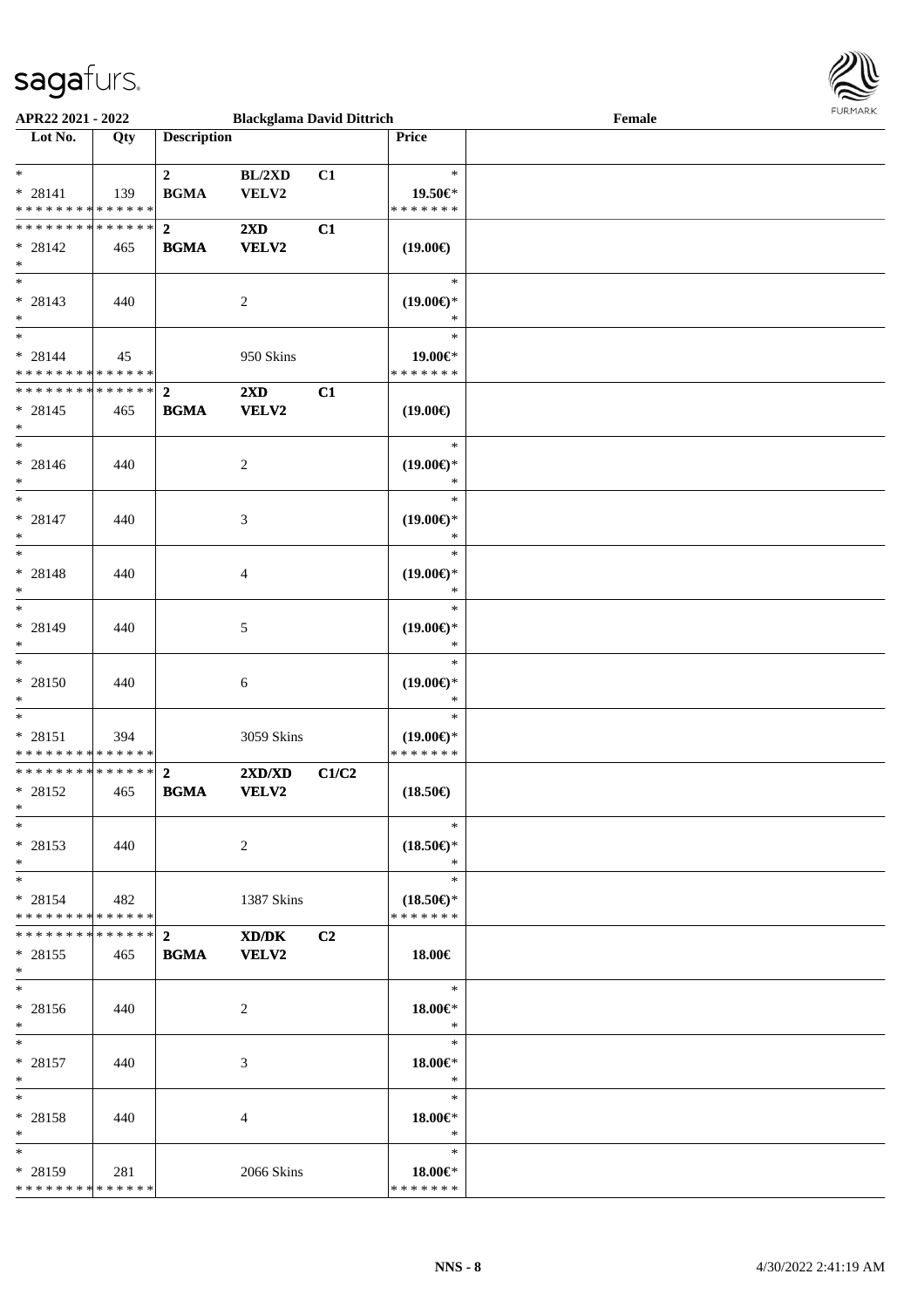APR22 2021 - 2022 | Blackglama David Dittrich | Female

| Lot No. | Qty | Description | | | Price |
|---|---|---|---|---|---|
| * 28141 | 139 | 2 BGMA | BL/2XD VELV2 | C1 | 19.50€* |
| * 28142 | 465 | 2 BGMA | 2XD VELV2 | C1 | (19.00€) |
| * 28143 | 440 | | 2 | | (19.00€)* |
| * 28144 | 45 | | 950 Skins | | 19.00€* |
| * 28145 | 465 | 2 BGMA | 2XD VELV2 | C1 | (19.00€) |
| * 28146 | 440 | | 2 | | (19.00€)* |
| * 28147 | 440 | | 3 | | (19.00€)* |
| * 28148 | 440 | | 4 | | (19.00€)* |
| * 28149 | 440 | | 5 | | (19.00€)* |
| * 28150 | 440 | | 6 | | (19.00€)* |
| * 28151 | 394 | | 3059 Skins | | (19.00€)* |
| * 28152 | 465 | 2 BGMA | 2XD/XD VELV2 | C1/C2 | (18.50€) |
| * 28153 | 440 | | 2 | | (18.50€)* |
| * 28154 | 482 | | 1387 Skins | | (18.50€)* |
| * 28155 | 465 | 2 BGMA | XD/DK VELV2 | C2 | 18.00€ |
| * 28156 | 440 | | 2 | | 18.00€* |
| * 28157 | 440 | | 3 | | 18.00€* |
| * 28158 | 440 | | 4 | | 18.00€* |
| * 28159 | 281 | | 2066 Skins | | 18.00€* |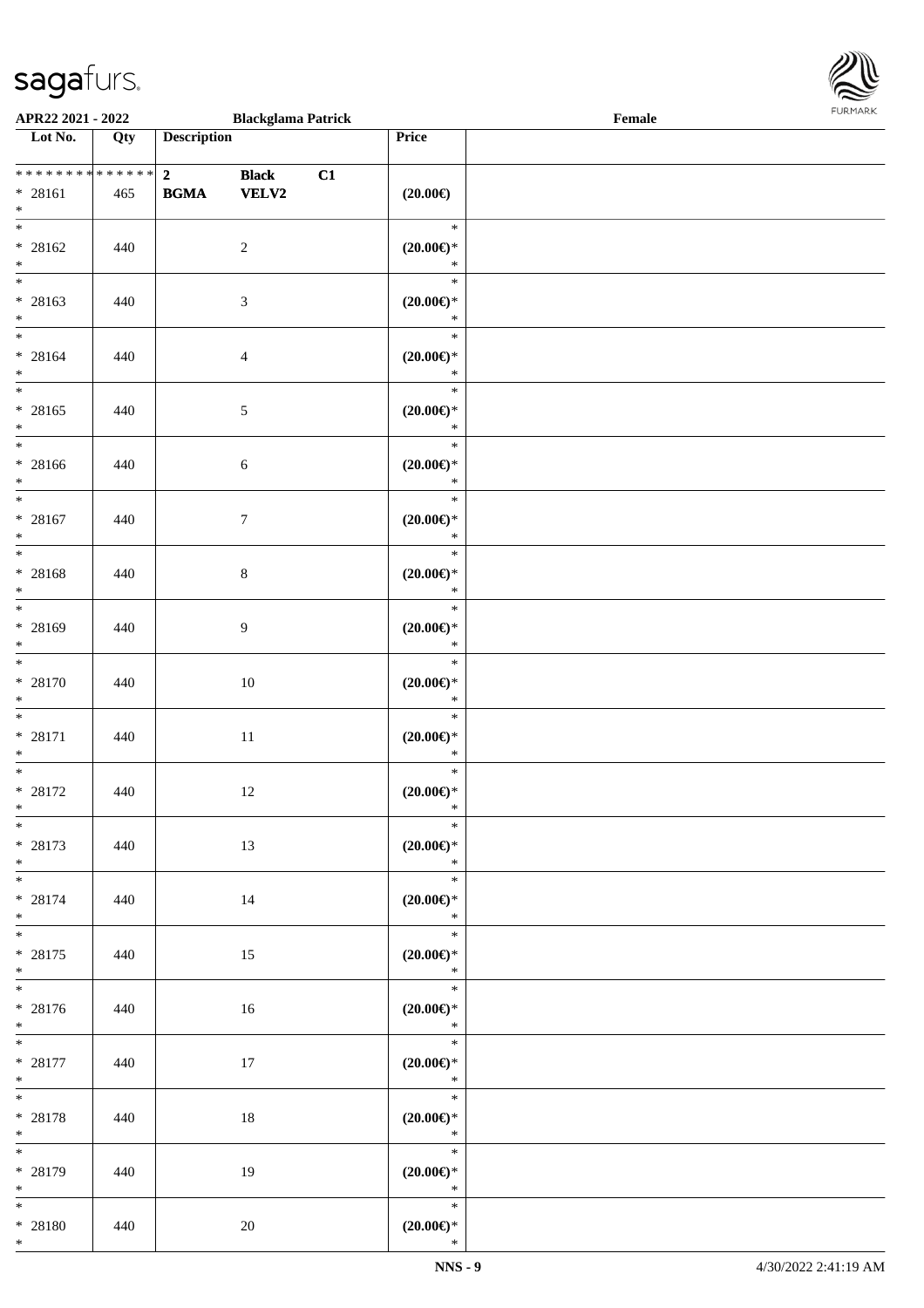| Lot No. | Qty | Description | | | Price | |
|---|---|---|---|---|---|---|
| * * * * * * * * * * * * * * | | 2 | Black | C1 | | |
| * 28161 | 465 | BGMA | VELV2 | | (20.00€) | |
| * | | | | | | |
| * 28162 | 440 | | 2 | | (20.00€)* | |
| * 28163 | 440 | | 3 | | (20.00€)* | |
| * 28164 | 440 | | 4 | | (20.00€)* | |
| * 28165 | 440 | | 5 | | (20.00€)* | |
| * 28166 | 440 | | 6 | | (20.00€)* | |
| * 28167 | 440 | | 7 | | (20.00€)* | |
| * 28168 | 440 | | 8 | | (20.00€)* | |
| * 28169 | 440 | | 9 | | (20.00€)* | |
| * 28170 | 440 | | 10 | | (20.00€)* | |
| * 28171 | 440 | | 11 | | (20.00€)* | |
| * 28172 | 440 | | 12 | | (20.00€)* | |
| * 28173 | 440 | | 13 | | (20.00€)* | |
| * 28174 | 440 | | 14 | | (20.00€)* | |
| * 28175 | 440 | | 15 | | (20.00€)* | |
| * 28176 | 440 | | 16 | | (20.00€)* | |
| * 28177 | 440 | | 17 | | (20.00€)* | |
| * 28178 | 440 | | 18 | | (20.00€)* | |
| * 28179 | 440 | | 19 | | (20.00€)* | |
| * 28180 | 440 | | 20 | | (20.00€)* | |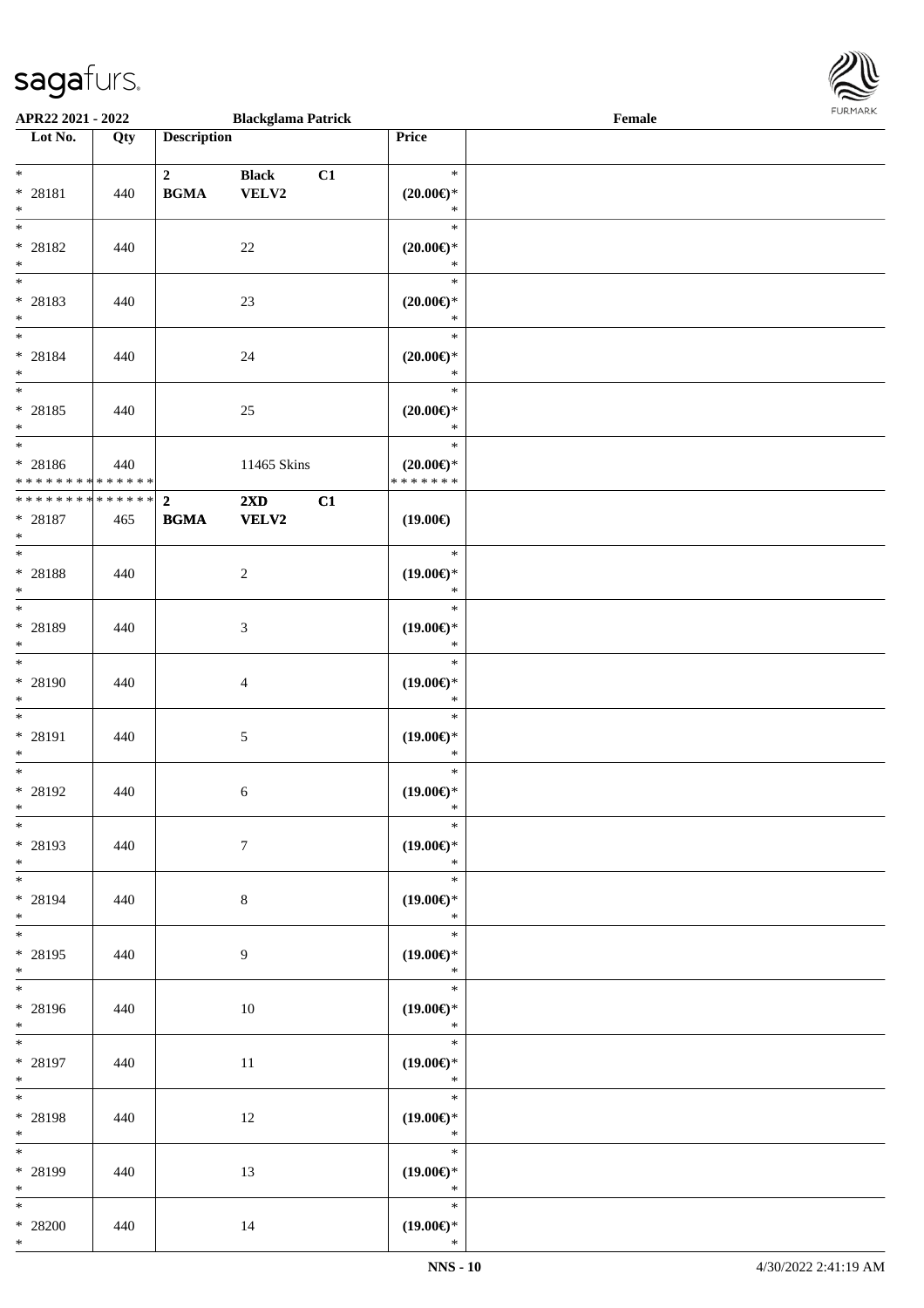APR22 2021 - 2022 | Blackglama Patrick | Female

| Lot No. | Qty | Description | Price | |
|---|---|---|---|---|
| * <br> * 28181 <br> * | 440 | 2 BGMA Black VELV2 C1 | * <br> (20.00€)* <br> * | |
| * <br> * 28182 <br> * | 440 | 22 | * <br> (20.00€)* <br> * | |
| * <br> * 28183 <br> * | 440 | 23 | * <br> (20.00€)* <br> * | |
| * <br> * 28184 <br> * | 440 | 24 | * <br> (20.00€)* <br> * | |
| * <br> * 28185 <br> * | 440 | 25 | * <br> (20.00€)* <br> * | |
| * <br> * 28186 <br> * * * * * * * * * * * * * * | 440 | 11465 Skins | * <br> (20.00€)* <br> * * * * * * * | |
| * * * * * * * * * * * * * * <br> * 28187 <br> * | 465 | 2 BGMA 2XD VELV2 C1 | (19.00€) | |
| * <br> * 28188 <br> * | 440 | 2 | * <br> (19.00€)* <br> * | |
| * <br> * 28189 <br> * | 440 | 3 | * <br> (19.00€)* <br> * | |
| * <br> * 28190 <br> * | 440 | 4 | * <br> (19.00€)* <br> * | |
| * <br> * 28191 <br> * | 440 | 5 | * <br> (19.00€)* <br> * | |
| * <br> * 28192 <br> * | 440 | 6 | * <br> (19.00€)* <br> * | |
| * <br> * 28193 <br> * | 440 | 7 | * <br> (19.00€)* <br> * | |
| * <br> * 28194 <br> * | 440 | 8 | * <br> (19.00€)* <br> * | |
| * <br> * 28195 <br> * | 440 | 9 | * <br> (19.00€)* <br> * | |
| * <br> * 28196 <br> * | 440 | 10 | * <br> (19.00€)* <br> * | |
| * <br> * 28197 <br> * | 440 | 11 | * <br> (19.00€)* <br> * | |
| * <br> * 28198 <br> * | 440 | 12 | * <br> (19.00€)* <br> * | |
| * <br> * 28199 <br> * | 440 | 13 | * <br> (19.00€)* <br> * | |
| * <br> * 28200 <br> * | 440 | 14 | * <br> (19.00€)* <br> * | |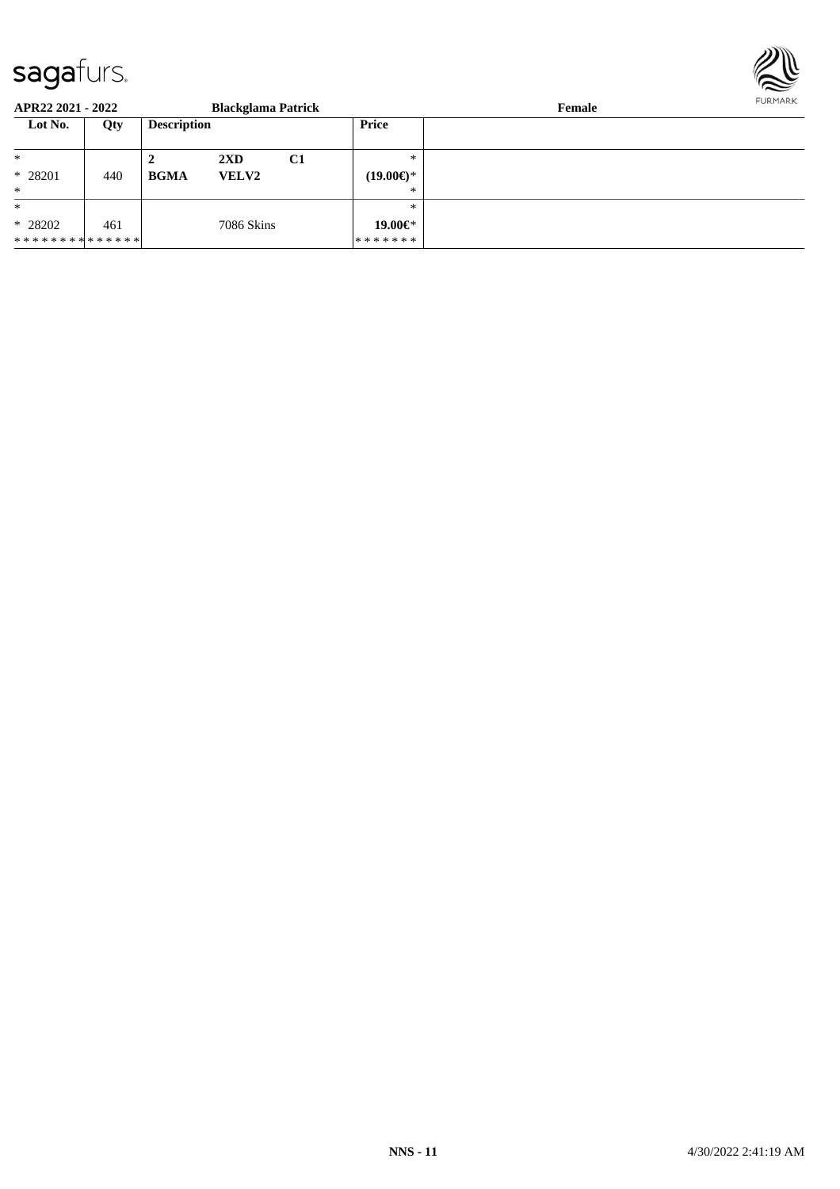**APR22 2021 - 2022** **Blackglama Patrick** **Female**

| Lot No. | Qty | Description | | | Price |
|---|---|---|---|---|---|
| * | | **2** | **2XD** | **C1** | * |
| * 28201 | 440 | **BGMA** | **VELV2** | | **(19.00€)*** |
| * | | | | | * |
| * | | | | | * |
| * 28202 | 461 | | 7086 Skins | | **19.00€*** |
| * * * * * * * * * * * * * * | | | | | * * * * * * * |

**NNS - 11** 4/30/2022 2:41:19 AM